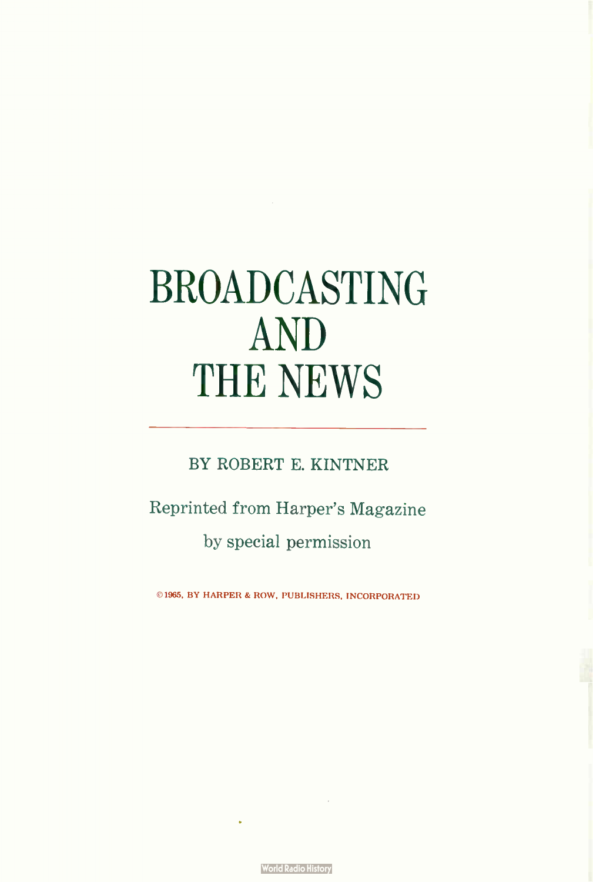# BROADCASTING AND THE NEWS

BY ROBERT E. KINTNER

Reprinted from Harper's Magazine

by special permission

© 1965, BY HARPER & ROW, PUBLISHERS, INCORPORATED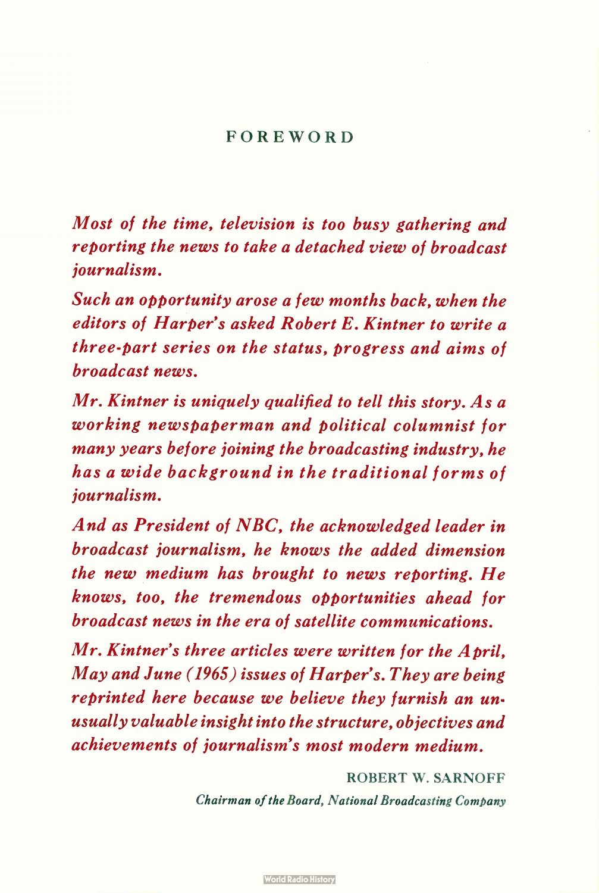# FOREWORD

*Most of the time, television is too busy gathering and reporting the news to take a detached view of broadcast journalism.*

*Such an opportunity arose a few months back, when the editors of Harper's asked Robert E. Kintner to write a three-part series on the status, progress and aims of broadcast news.*

*Mr. Kintner is uniquely qualified to tell this story. As a working newspaperman and political columnist for many years before joining the broadcasting industry, he has a wide background in the traditional forms of journalism.*

*And as President of NBC, the acknowledged leader in broadcast journalism, he knows the added dimension the new medium has brought to news reporting. He knows, too, the tremendous opportunities ahead for broadcast news in the era of satellite communications.*

*Mr. Kintner's three articles were written for the April, May and June (1965) issues of Harper's. They are being reprinted here because we believe they furnish an unusually valuable insight into the structure, objectives and achievements of journalism's most modern medium.*

ROBERT W. SARNOFF

*Chairman of the Board, National Broadcasting Company*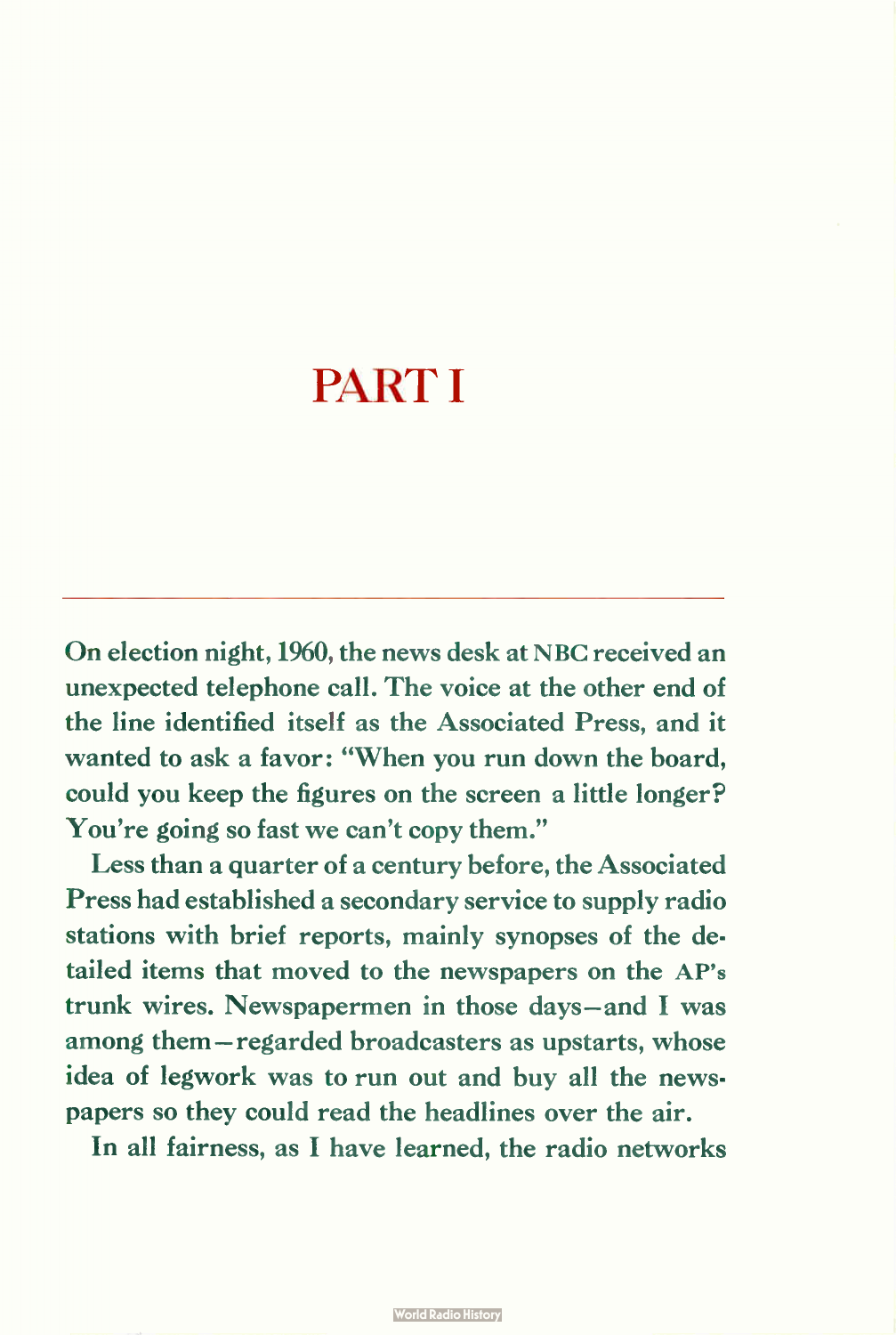# PART I

On election night, 1960, the news desk at NBC received an unexpected telephone call. The voice at the other end of the line identified itself as the Associated Press, and it wanted to ask a favor: "When you run down the board, could you keep the figures on the screen a little longer? You're going so fast we can't copy them."

Less than a quarter of a century before, the Associated Press had established a secondary service to supply radio stations with brief reports, mainly synopses of the detailed items that moved to the newspapers on the AP's trunk wires. Newspapermen in those days—and I was among them—regarded broadcasters as upstarts, whose idea of legwork was to run out and buy all the newspapers so they could read the headlines over the air.

In all fairness, as I have learned, the radio networks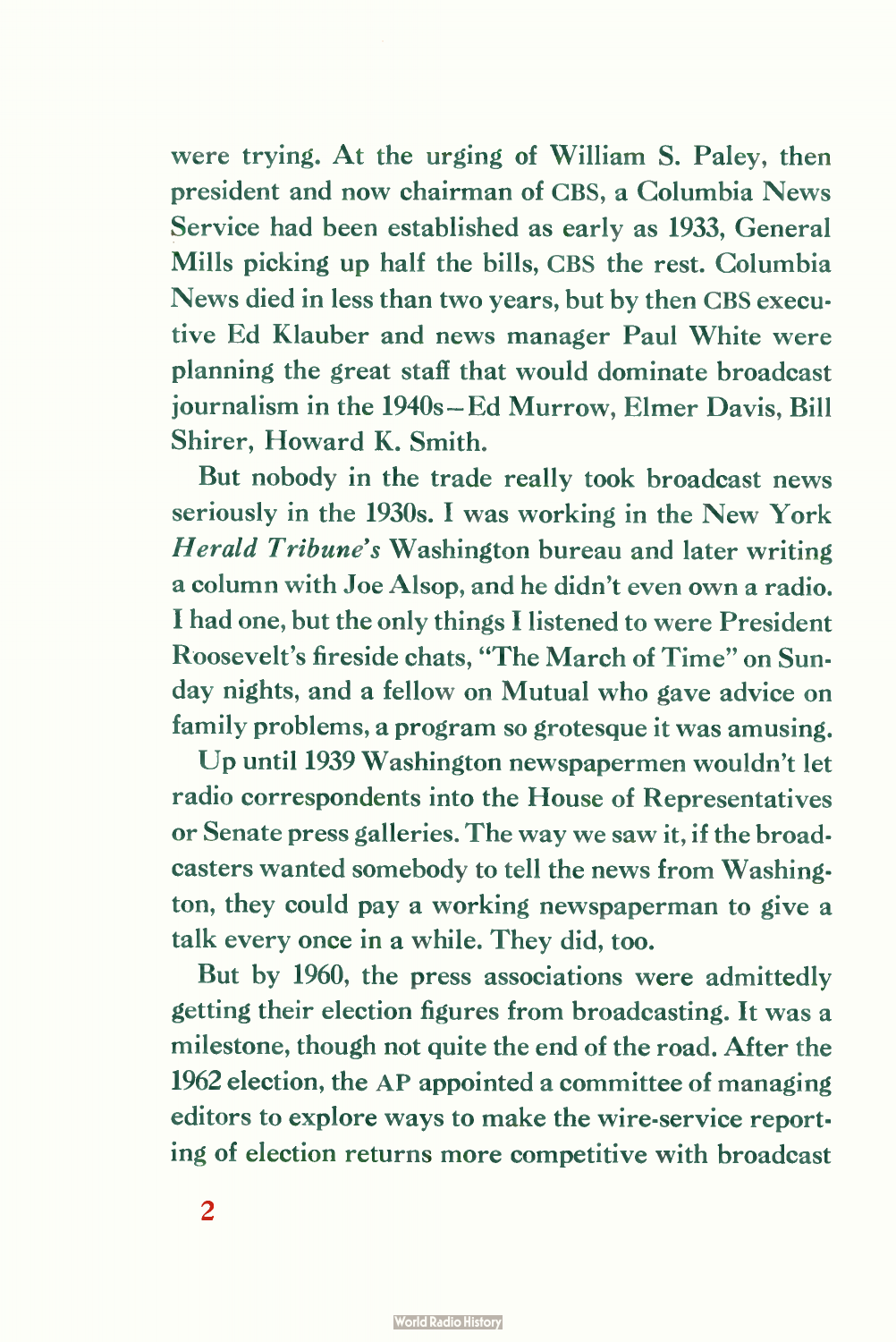were trying. At the urging of William S. Paley, then president and now chairman of CBS, a Columbia News Service had been established as early as 1933, General Mills picking up half the bills, CBS the rest. Columbia News died in less than two years, but by then CBS executive Ed Klauber and news manager Paul White were planning the great staff that would dominate broadcast journalism in the 1940s—Ed Murrow, Elmer Davis, Bill Shirer, Howard K. Smith.

But nobody in the trade really took broadcast news seriously in the 1930s. I was working in the New York *Herald Tribune's* Washington bureau and later writing a column with Joe Alsop, and he didn't even own a radio. I had one, but the only things I listened to were President Roosevelt's fireside chats, "The March of Time" on Sunday nights, and a fellow on Mutual who gave advice on family problems, a program so grotesque it was amusing.

Up until 1939 Washington newspapermen wouldn't let radio correspondents into the House of Representatives or Senate press galleries. The way we saw it, if the broadcasters wanted somebody to tell the news from Washington, they could pay a working newspaperman to give a talk every once in a while. They did, too.

But by 1960, the press associations were admittedly getting their election figures from broadcasting. It was a milestone, though not quite the end of the road. After the 1962 election, the AP appointed a committee of managing editors to explore ways to make the wire-service reporting of election returns more competitive with broadcast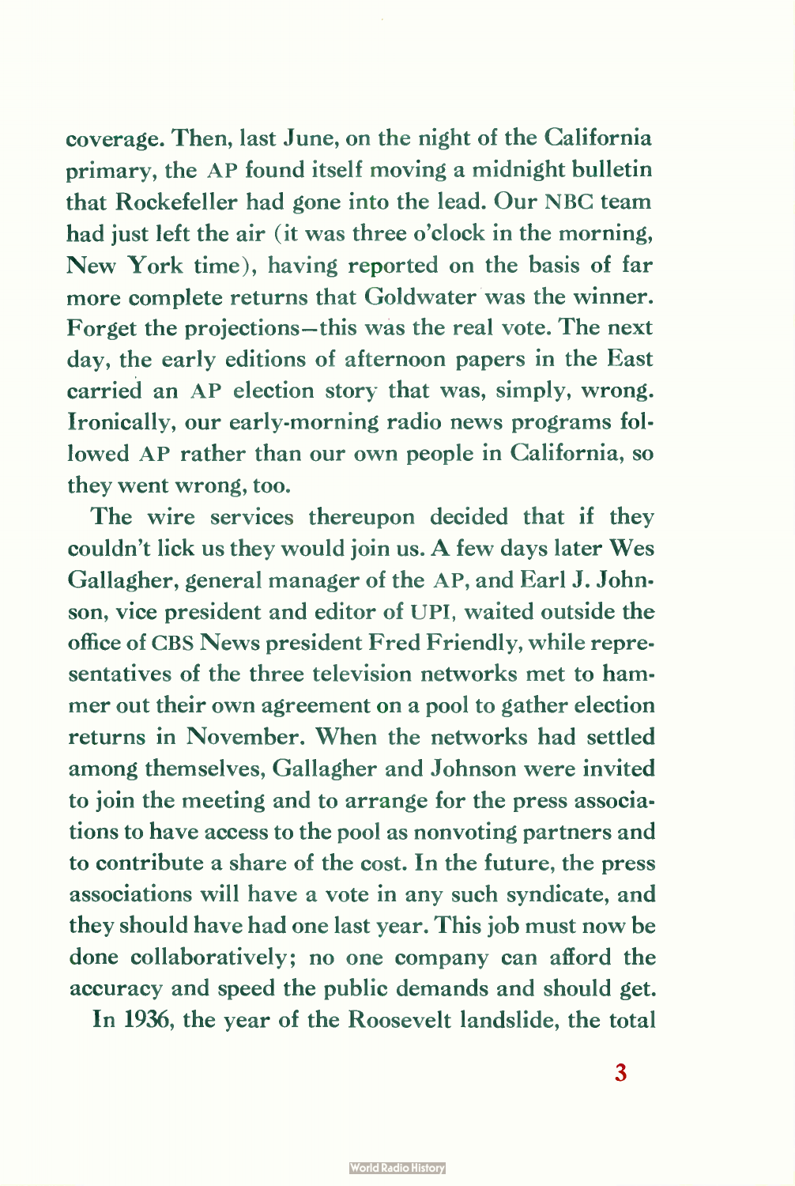coverage. Then, last June, on the night of the California primary, the AP found itself moving a midnight bulletin that Rockefeller had gone into the lead. Our NBC team had just left the air (it was three o'clock in the morning, New York time), having reported on the basis of far more complete returns that Goldwater was the winner. Forget the projections—this was the real vote. The next day, the early editions of afternoon papers in the East carried an AP election story that was, simply, wrong. Ironically, our early-morning radio news programs followed AP rather than our own people in California, so they went wrong, too.

The wire services thereupon decided that if they couldn't lick us they would join us. A few days later Wes Gallagher, general manager of the AP, and Earl J. Johnson, vice president and editor of UPI, waited outside the office of CBS News president Fred Friendly, while representatives of the three television networks met to hammer out their own agreement on a pool to gather election returns in November. When the networks had settled among themselves, Gallagher and Johnson were invited to join the meeting and to arrange for the press associations to have access to the pool as nonvoting partners and to contribute a share of the cost. In the future, the press associations will have a vote in any such syndicate, and they should have had one last year. This job must now be done collaboratively; no one company can afford the accuracy and speed the public demands and should get.

In 1936, the year of the Roosevelt landslide, the total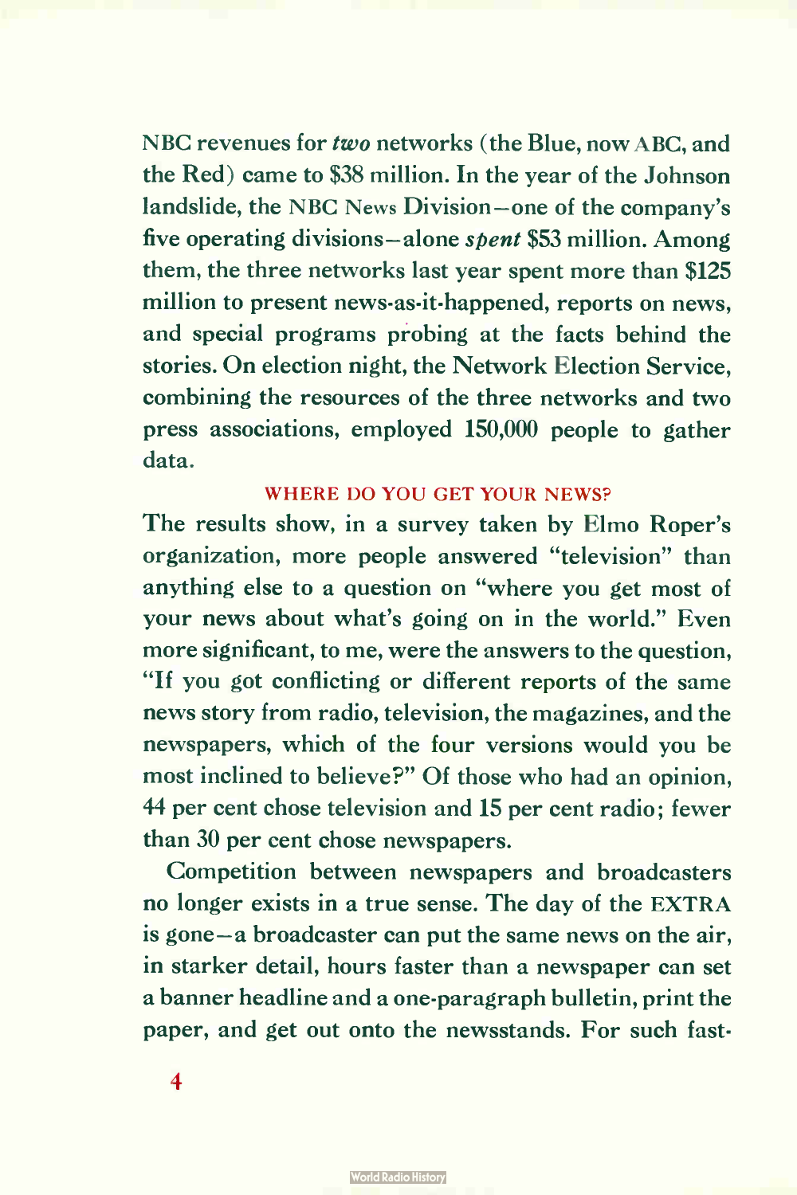NBC revenues for *two* networks (the Blue, now ABC, and the Red) came to $38 million. In the year of the Johnson landslide, the NBC News Division—one of the company's five operating divisions—alone *spent* $53 million. Among them, the three networks last year spent more than $125 million to present news-as-it-happened, reports on news, and special programs probing at the facts behind the stories. On election night, the Network Election Service, combining the resources of the three networks and two press associations, employed 150,000 people to gather data.

### WHERE DO YOU GET YOUR NEWS?

The results show, in a survey taken by Elmo Roper's organization, more people answered "television" than anything else to a question on "where you get most of your news about what's going on in the world." Even more significant, to me, were the answers to the question, "If you got conflicting or different reports of the same news story from radio, television, the magazines, and the newspapers, which of the four versions would you be most inclined to believe?" Of those who had an opinion, 44 per cent chose television and 15 per cent radio; fewer than 30 per cent chose newspapers.

Competition between newspapers and broadcasters no longer exists in a true sense. The day of the EXTRA is gone—a broadcaster can put the same news on the air, in starker detail, hours faster than a newspaper can set a banner headline and a one-paragraph bulletin, print the paper, and get out onto the newsstands. For such fast-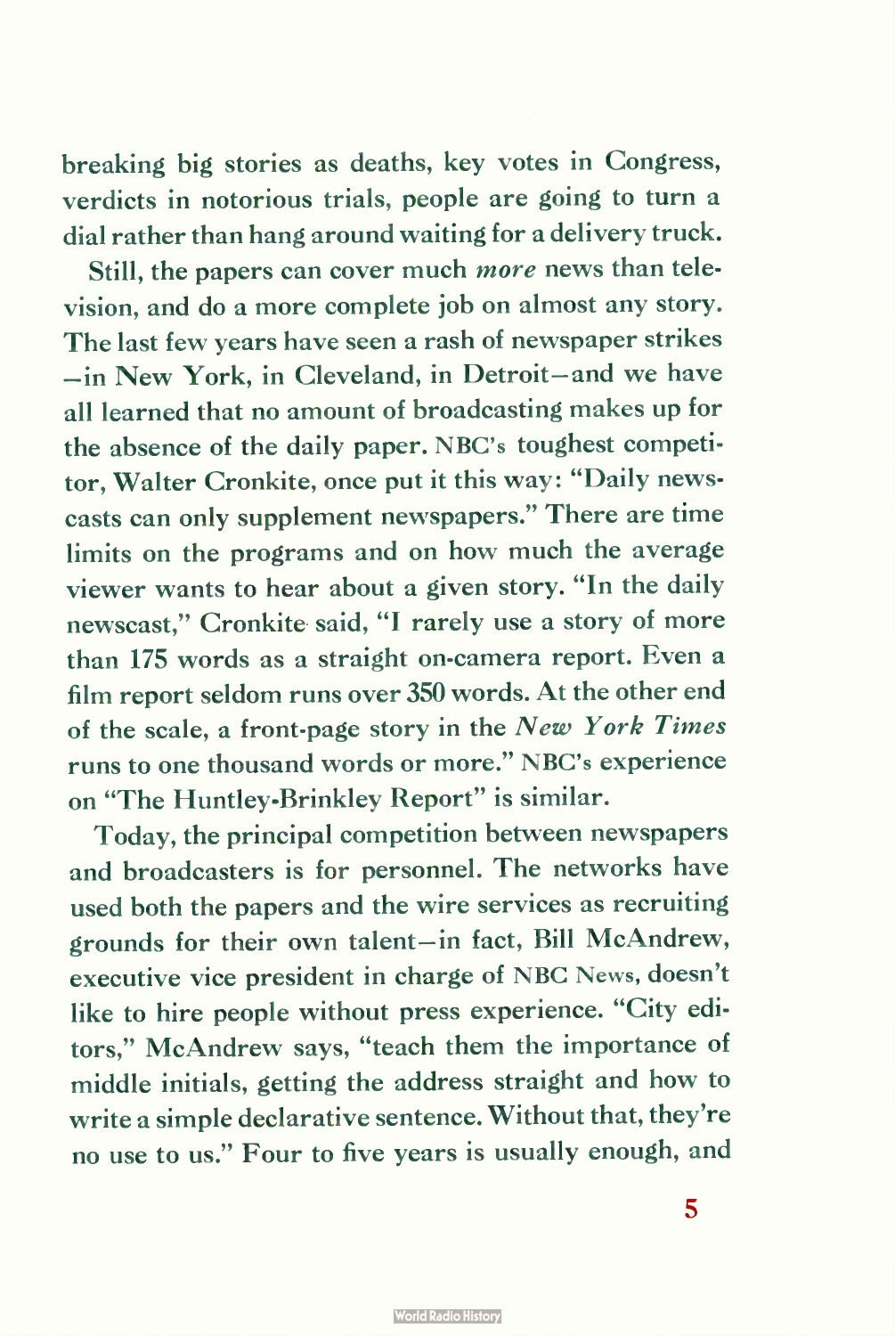breaking big stories as deaths, key votes in Congress, verdicts in notorious trials, people are going to turn a dial rather than hang around waiting for a delivery truck.

Still, the papers can cover much *more* news than television, and do a more complete job on almost any story. The last few years have seen a rash of newspaper strikes —in New York, in Cleveland, in Detroit—and we have all learned that no amount of broadcasting makes up for the absence of the daily paper. NBC's toughest competitor, Walter Cronkite, once put it this way: "Daily newscasts can only supplement newspapers." There are time limits on the programs and on how much the average viewer wants to hear about a given story. "In the daily newscast," Cronkite said, "I rarely use a story of more than 175 words as a straight on-camera report. Even a film report seldom runs over 350 words. At the other end of the scale, a front-page story in the *New York Times* runs to one thousand words or more." NBC's experience on "The Huntley-Brinkley Report" is similar.

Today, the principal competition between newspapers and broadcasters is for personnel. The networks have used both the papers and the wire services as recruiting grounds for their own talent—in fact, Bill McAndrew, executive vice president in charge of NBC News, doesn't like to hire people without press experience. "City editors," McAndrew says, "teach them the importance of middle initials, getting the address straight and how to write a simple declarative sentence. Without that, they're no use to us." Four to five years is usually enough, and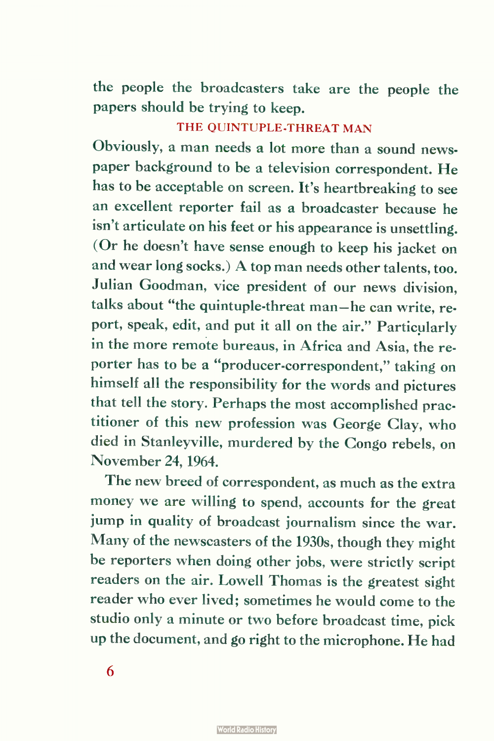the people the broadcasters take are the people the papers should be trying to keep.

## THE QUINTUPLE-THREAT MAN

Obviously, a man needs a lot more than a sound newspaper background to be a television correspondent. He has to be acceptable on screen. It's heartbreaking to see an excellent reporter fail as a broadcaster because he isn't articulate on his feet or his appearance is unsettling. (Or he doesn't have sense enough to keep his jacket on and wear long socks.) A top man needs other talents, too. Julian Goodman, vice president of our news division, talks about "the quintuple-threat man—he can write, report, speak, edit, and put it all on the air." Particularly in the more remote bureaus, in Africa and Asia, the reporter has to be a "producer-correspondent," taking on himself all the responsibility for the words and pictures that tell the story. Perhaps the most accomplished practitioner of this new profession was George Clay, who died in Stanleyville, murdered by the Congo rebels, on November 24, 1964.

The new breed of correspondent, as much as the extra money we are willing to spend, accounts for the great jump in quality of broadcast journalism since the war. Many of the newscasters of the 1930s, though they might be reporters when doing other jobs, were strictly script readers on the air. Lowell Thomas is the greatest sight reader who ever lived; sometimes he would come to the studio only a minute or two before broadcast time, pick up the document, and go right to the microphone. He had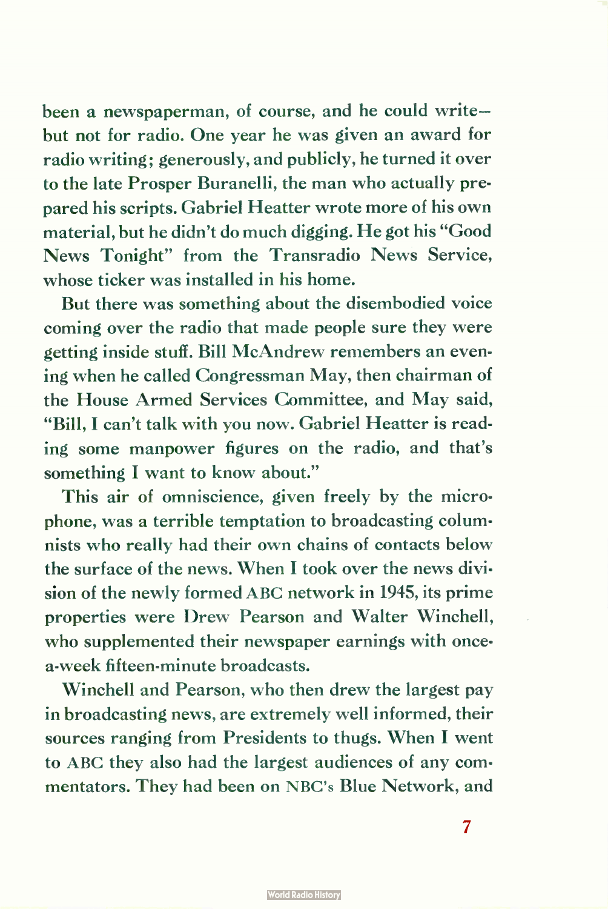been a newspaperman, of course, and he could write—but not for radio. One year he was given an award for radio writing; generously, and publicly, he turned it over to the late Prosper Buranelli, the man who actually prepared his scripts. Gabriel Heatter wrote more of his own material, but he didn't do much digging. He got his "Good News Tonight" from the Transradio News Service, whose ticker was installed in his home.

But there was something about the disembodied voice coming over the radio that made people sure they were getting inside stuff. Bill McAndrew remembers an evening when he called Congressman May, then chairman of the House Armed Services Committee, and May said, "Bill, I can't talk with you now. Gabriel Heatter is reading some manpower figures on the radio, and that's something I want to know about."

This air of omniscience, given freely by the microphone, was a terrible temptation to broadcasting columnists who really had their own chains of contacts below the surface of the news. When I took over the news division of the newly formed ABC network in 1945, its prime properties were Drew Pearson and Walter Winchell, who supplemented their newspaper earnings with once-a-week fifteen-minute broadcasts.

Winchell and Pearson, who then drew the largest pay in broadcasting news, are extremely well informed, their sources ranging from Presidents to thugs. When I went to ABC they also had the largest audiences of any commentators. They had been on NBC's Blue Network, and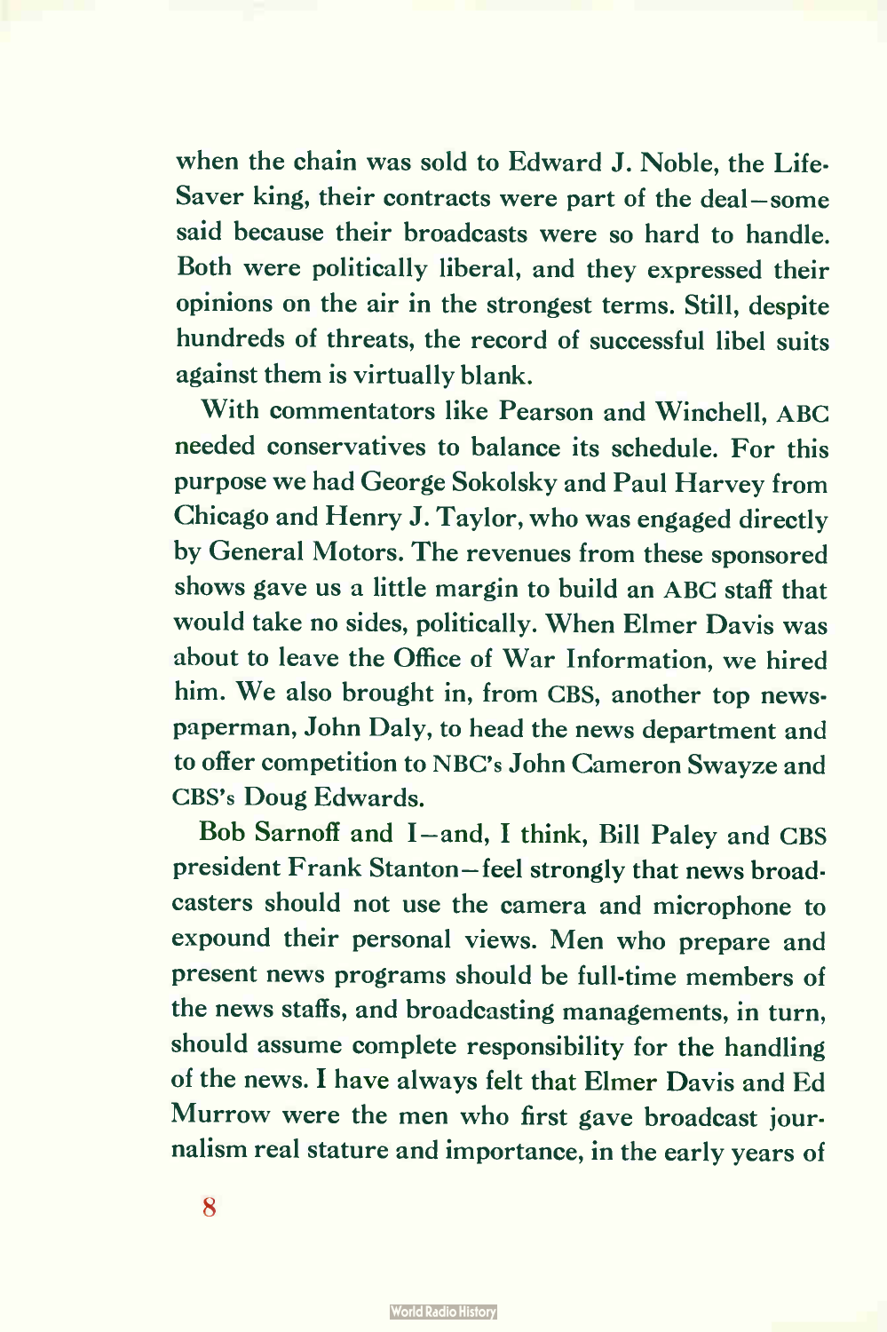when the chain was sold to Edward J. Noble, the Life-Saver king, their contracts were part of the deal—some said because their broadcasts were so hard to handle. Both were politically liberal, and they expressed their opinions on the air in the strongest terms. Still, despite hundreds of threats, the record of successful libel suits against them is virtually blank.

With commentators like Pearson and Winchell, ABC needed conservatives to balance its schedule. For this purpose we had George Sokolsky and Paul Harvey from Chicago and Henry J. Taylor, who was engaged directly by General Motors. The revenues from these sponsored shows gave us a little margin to build an ABC staff that would take no sides, politically. When Elmer Davis was about to leave the Office of War Information, we hired him. We also brought in, from CBS, another top newspaperman, John Daly, to head the news department and to offer competition to NBC's John Cameron Swayze and CBS's Doug Edwards.

Bob Sarnoff and I—and, I think, Bill Paley and CBS president Frank Stanton—feel strongly that news broadcasters should not use the camera and microphone to expound their personal views. Men who prepare and present news programs should be full-time members of the news staffs, and broadcasting managements, in turn, should assume complete responsibility for the handling of the news. I have always felt that Elmer Davis and Ed Murrow were the men who first gave broadcast journalism real stature and importance, in the early years of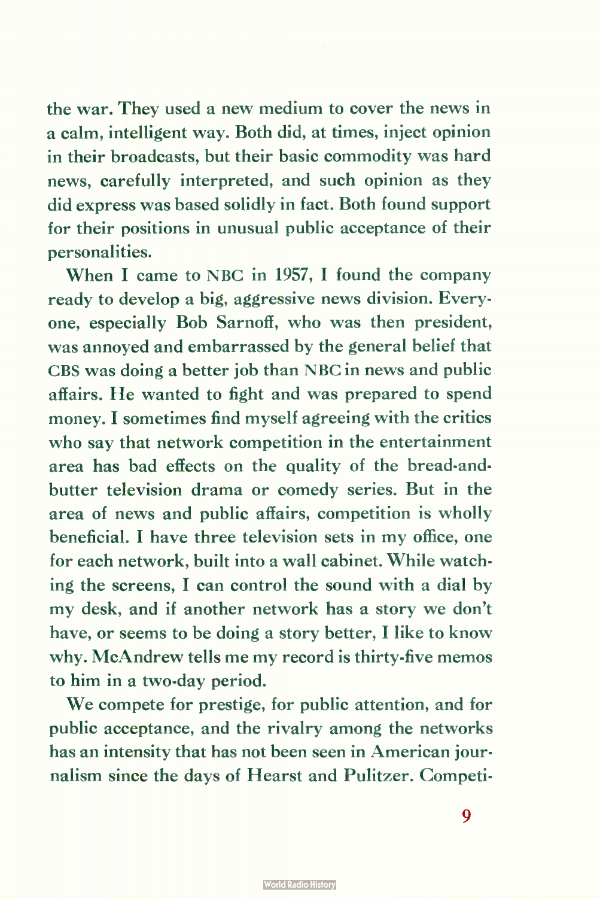the war. They used a new medium to cover the news in a calm, intelligent way. Both did, at times, inject opinion in their broadcasts, but their basic commodity was hard news, carefully interpreted, and such opinion as they did express was based solidly in fact. Both found support for their positions in unusual public acceptance of their personalities.

When I came to NBC in 1957, I found the company ready to develop a big, aggressive news division. Everyone, especially Bob Sarnoff, who was then president, was annoyed and embarrassed by the general belief that CBS was doing a better job than NBC in news and public affairs. He wanted to fight and was prepared to spend money. I sometimes find myself agreeing with the critics who say that network competition in the entertainment area has bad effects on the quality of the bread-and-butter television drama or comedy series. But in the area of news and public affairs, competition is wholly beneficial. I have three television sets in my office, one for each network, built into a wall cabinet. While watching the screens, I can control the sound with a dial by my desk, and if another network has a story we don't have, or seems to be doing a story better, I like to know why. McAndrew tells me my record is thirty-five memos to him in a two-day period.

We compete for prestige, for public attention, and for public acceptance, and the rivalry among the networks has an intensity that has not been seen in American journalism since the days of Hearst and Pulitzer. Competi-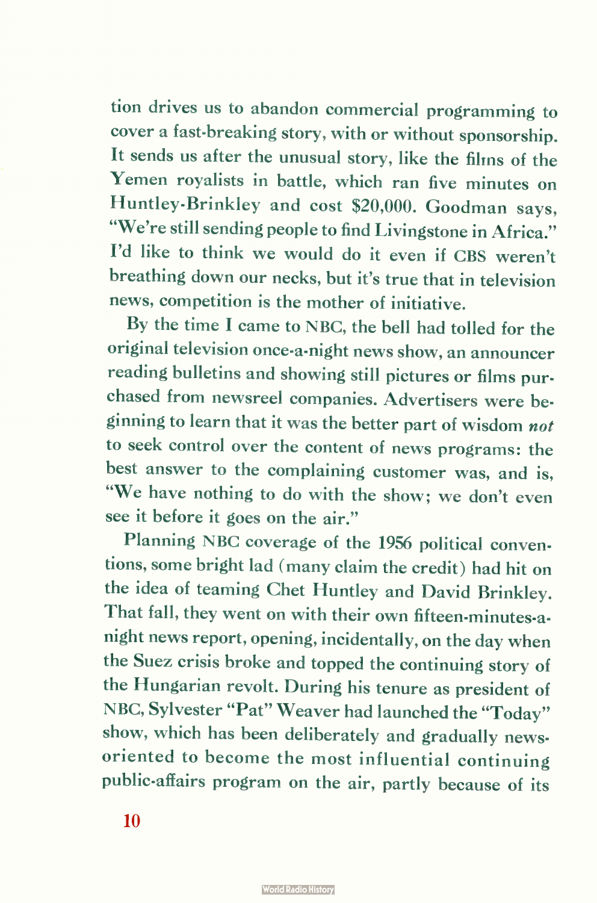tion drives us to abandon commercial programming to cover a fast-breaking story, with or without sponsorship. It sends us after the unusual story, like the films of the Yemen royalists in battle, which ran five minutes on Huntley-Brinkley and cost $20,000. Goodman says, "We're still sending people to find Livingstone in Africa." I'd like to think we would do it even if CBS weren't breathing down our necks, but it's true that in television news, competition is the mother of initiative.

By the time I came to NBC, the bell had tolled for the original television once-a-night news show, an announcer reading bulletins and showing still pictures or films purchased from newsreel companies. Advertisers were beginning to learn that it was the better part of wisdom *not* to seek control over the content of news programs: the best answer to the complaining customer was, and is, "We have nothing to do with the show; we don't even see it before it goes on the air."

Planning NBC coverage of the 1956 political conventions, some bright lad (many claim the credit) had hit on the idea of teaming Chet Huntley and David Brinkley. That fall, they went on with their own fifteen-minutes-a-night news report, opening, incidentally, on the day when the Suez crisis broke and topped the continuing story of the Hungarian revolt. During his tenure as president of NBC, Sylvester "Pat" Weaver had launched the "Today" show, which has been deliberately and gradually news-oriented to become the most influential continuing public-affairs program on the air, partly because of its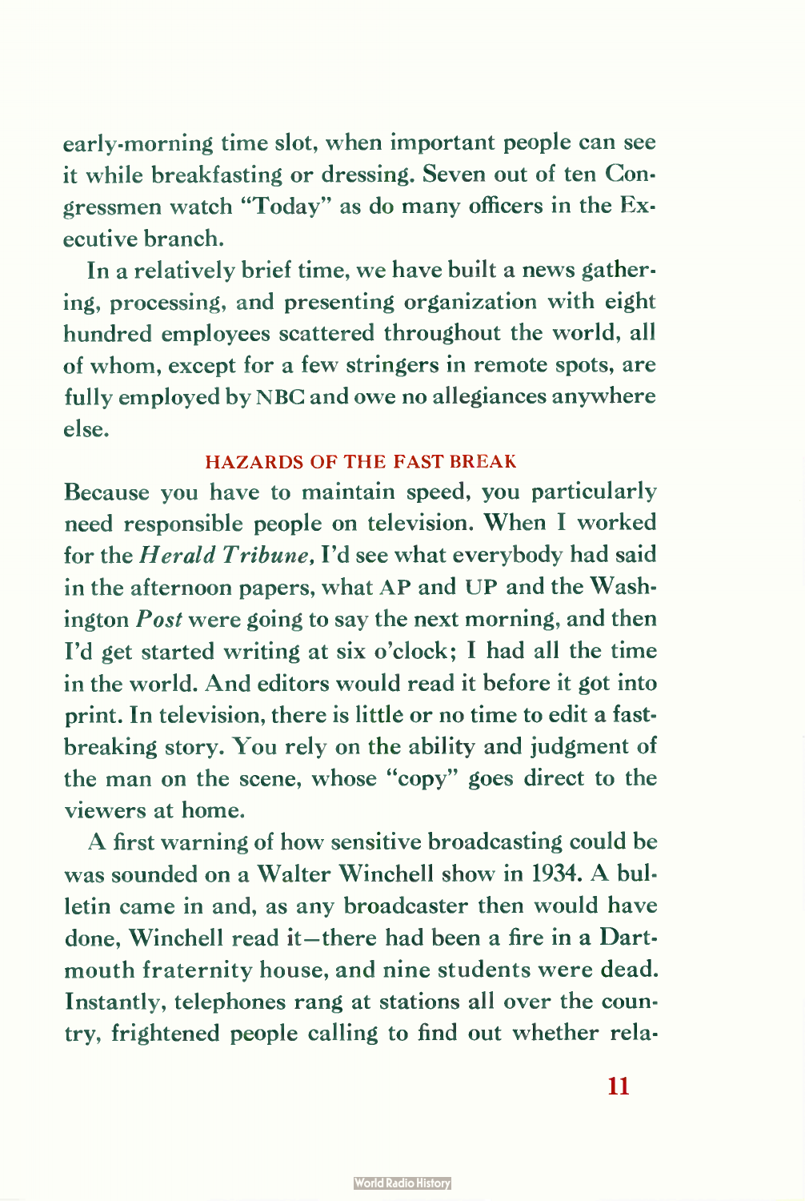early-morning time slot, when important people can see it while breakfasting or dressing. Seven out of ten Congressmen watch "Today" as do many officers in the Executive branch.

In a relatively brief time, we have built a news gathering, processing, and presenting organization with eight hundred employees scattered throughout the world, all of whom, except for a few stringers in remote spots, are fully employed by NBC and owe no allegiances anywhere else.

## HAZARDS OF THE FAST BREAK

Because you have to maintain speed, you particularly need responsible people on television. When I worked for the *Herald Tribune,* I'd see what everybody had said in the afternoon papers, what AP and UP and the Washington *Post* were going to say the next morning, and then I'd get started writing at six o'clock; I had all the time in the world. And editors would read it before it got into print. In television, there is little or no time to edit a fast-breaking story. You rely on the ability and judgment of the man on the scene, whose "copy" goes direct to the viewers at home.

A first warning of how sensitive broadcasting could be was sounded on a Walter Winchell show in 1934. A bulletin came in and, as any broadcaster then would have done, Winchell read it—there had been a fire in a Dartmouth fraternity house, and nine students were dead. Instantly, telephones rang at stations all over the country, frightened people calling to find out whether rela-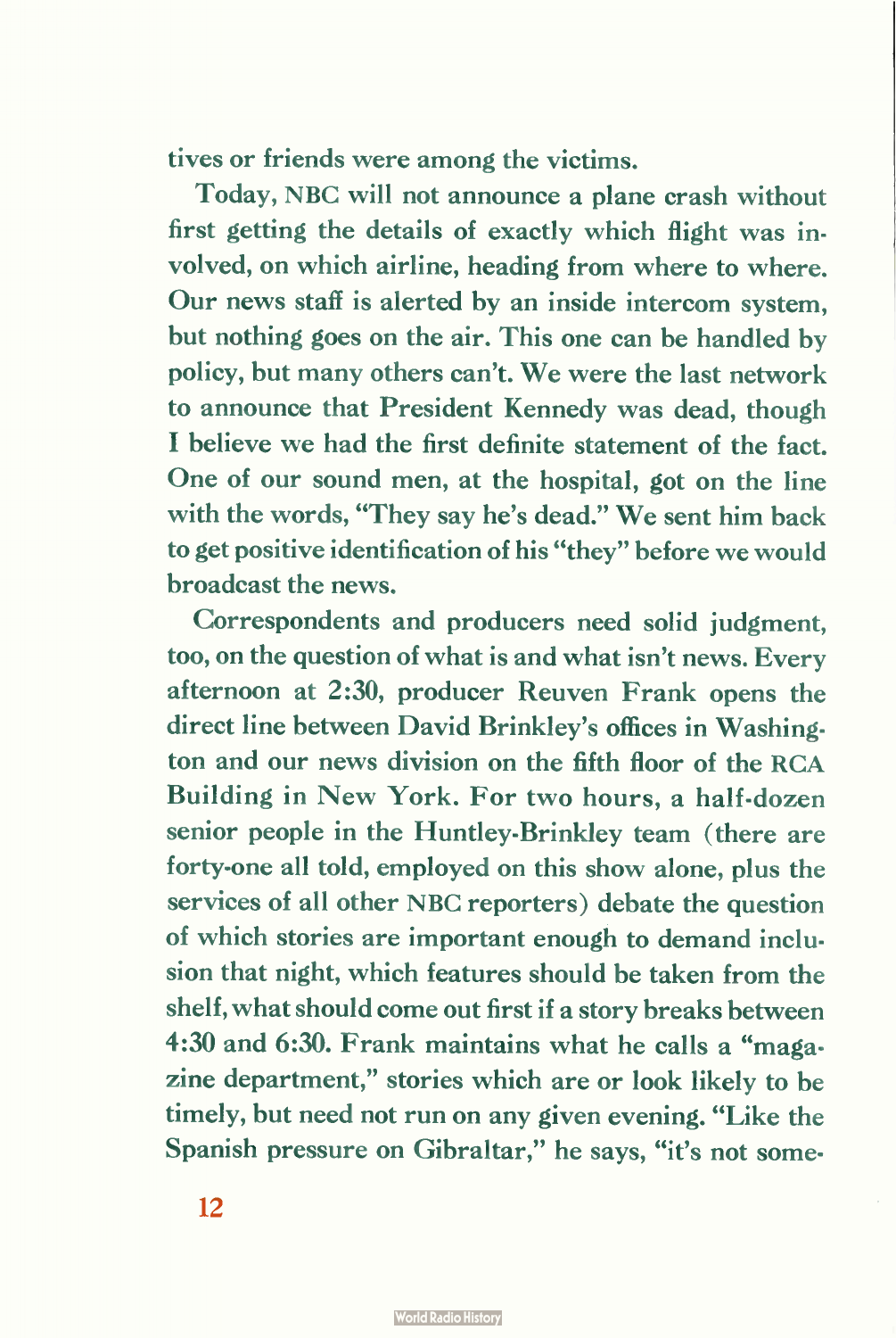tives or friends were among the victims.

Today, NBC will not announce a plane crash without first getting the details of exactly which flight was involved, on which airline, heading from where to where. Our news staff is alerted by an inside intercom system, but nothing goes on the air. This one can be handled by policy, but many others can't. We were the last network to announce that President Kennedy was dead, though I believe we had the first definite statement of the fact. One of our sound men, at the hospital, got on the line with the words, "They say he's dead." We sent him back to get positive identification of his "they" before we would broadcast the news.

Correspondents and producers need solid judgment, too, on the question of what is and what isn't news. Every afternoon at 2:30, producer Reuven Frank opens the direct line between David Brinkley's offices in Washington and our news division on the fifth floor of the RCA Building in New York. For two hours, a half-dozen senior people in the Huntley-Brinkley team (there are forty-one all told, employed on this show alone, plus the services of all other NBC reporters) debate the question of which stories are important enough to demand inclusion that night, which features should be taken from the shelf, what should come out first if a story breaks between 4:30 and 6:30. Frank maintains what he calls a "magazine department," stories which are or look likely to be timely, but need not run on any given evening. "Like the Spanish pressure on Gibraltar," he says, "it's not some-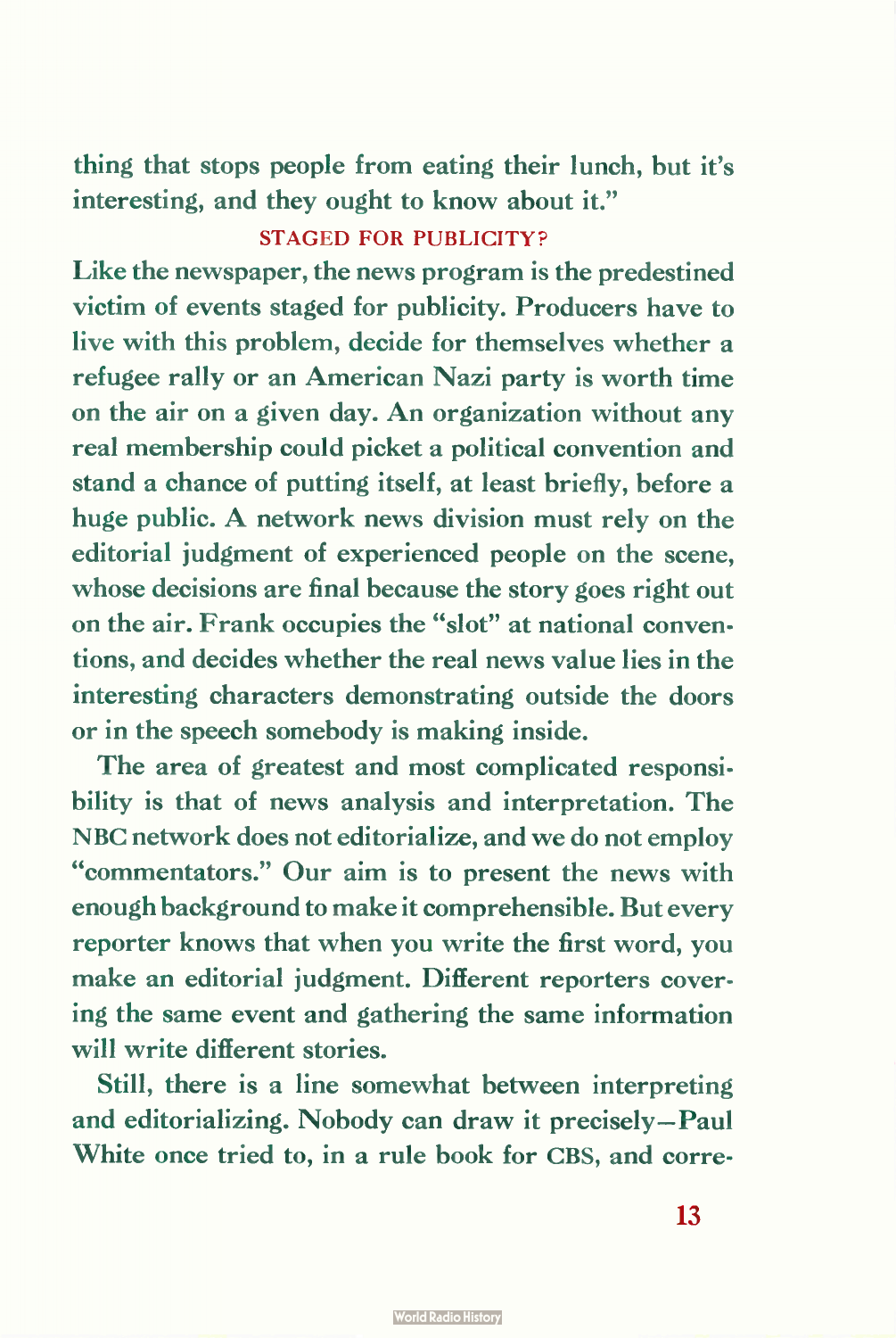thing that stops people from eating their lunch, but it's interesting, and they ought to know about it."

## STAGED FOR PUBLICITY?

Like the newspaper, the news program is the predestined victim of events staged for publicity. Producers have to live with this problem, decide for themselves whether a refugee rally or an American Nazi party is worth time on the air on a given day. An organization without any real membership could picket a political convention and stand a chance of putting itself, at least briefly, before a huge public. A network news division must rely on the editorial judgment of experienced people on the scene, whose decisions are final because the story goes right out on the air. Frank occupies the "slot" at national conventions, and decides whether the real news value lies in the interesting characters demonstrating outside the doors or in the speech somebody is making inside.

The area of greatest and most complicated responsibility is that of news analysis and interpretation. The NBC network does not editorialize, and we do not employ "commentators." Our aim is to present the news with enough background to make it comprehensible. But every reporter knows that when you write the first word, you make an editorial judgment. Different reporters covering the same event and gathering the same information will write different stories.

Still, there is a line somewhat between interpreting and editorializing. Nobody can draw it precisely—Paul White once tried to, in a rule book for CBS, and corre-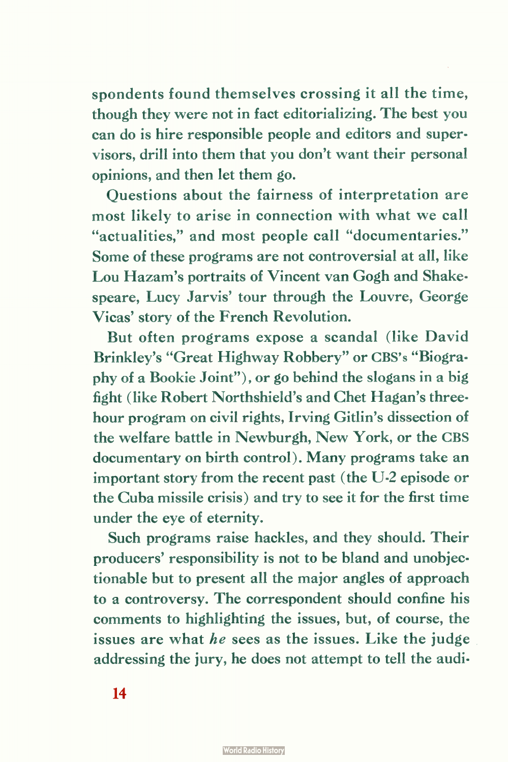spondents found themselves crossing it all the time, though they were not in fact editorializing. The best you can do is hire responsible people and editors and supervisors, drill into them that you don't want their personal opinions, and then let them go.

Questions about the fairness of interpretation are most likely to arise in connection with what we call "actualities," and most people call "documentaries." Some of these programs are not controversial at all, like Lou Hazam's portraits of Vincent van Gogh and Shakespeare, Lucy Jarvis' tour through the Louvre, George Vicas' story of the French Revolution.

But often programs expose a scandal (like David Brinkley's "Great Highway Robbery" or CBS's "Biography of a Bookie Joint"), or go behind the slogans in a big fight (like Robert Northshield's and Chet Hagan's three-hour program on civil rights, Irving Gitlin's dissection of the welfare battle in Newburgh, New York, or the CBS documentary on birth control). Many programs take an important story from the recent past (the U-2 episode or the Cuba missile crisis) and try to see it for the first time under the eye of eternity.

Such programs raise hackles, and they should. Their producers' responsibility is not to be bland and unobjectionable but to present all the major angles of approach to a controversy. The correspondent should confine his comments to highlighting the issues, but, of course, the issues are what *he* sees as the issues. Like the judge addressing the jury, he does not attempt to tell the audi-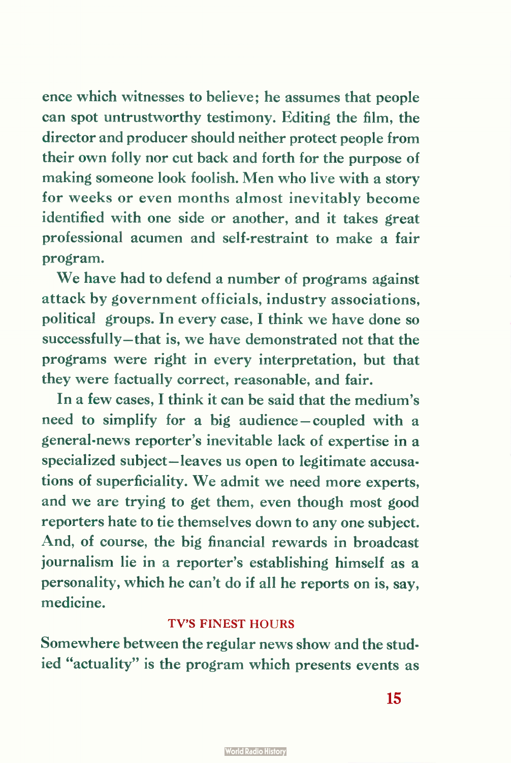ence which witnesses to believe; he assumes that people can spot untrustworthy testimony. Editing the film, the director and producer should neither protect people from their own folly nor cut back and forth for the purpose of making someone look foolish. Men who live with a story for weeks or even months almost inevitably become identified with one side or another, and it takes great professional acumen and self-restraint to make a fair program.

We have had to defend a number of programs against attack by government officials, industry associations, political groups. In every case, I think we have done so successfully—that is, we have demonstrated not that the programs were right in every interpretation, but that they were factually correct, reasonable, and fair.

In a few cases, I think it can be said that the medium's need to simplify for a big audience—coupled with a general-news reporter's inevitable lack of expertise in a specialized subject—leaves us open to legitimate accusations of superficiality. We admit we need more experts, and we are trying to get them, even though most good reporters hate to tie themselves down to any one subject. And, of course, the big financial rewards in broadcast journalism lie in a reporter's establishing himself as a personality, which he can't do if all he reports on is, say, medicine.

### TV'S FINEST HOURS

Somewhere between the regular news show and the studied "actuality" is the program which presents events as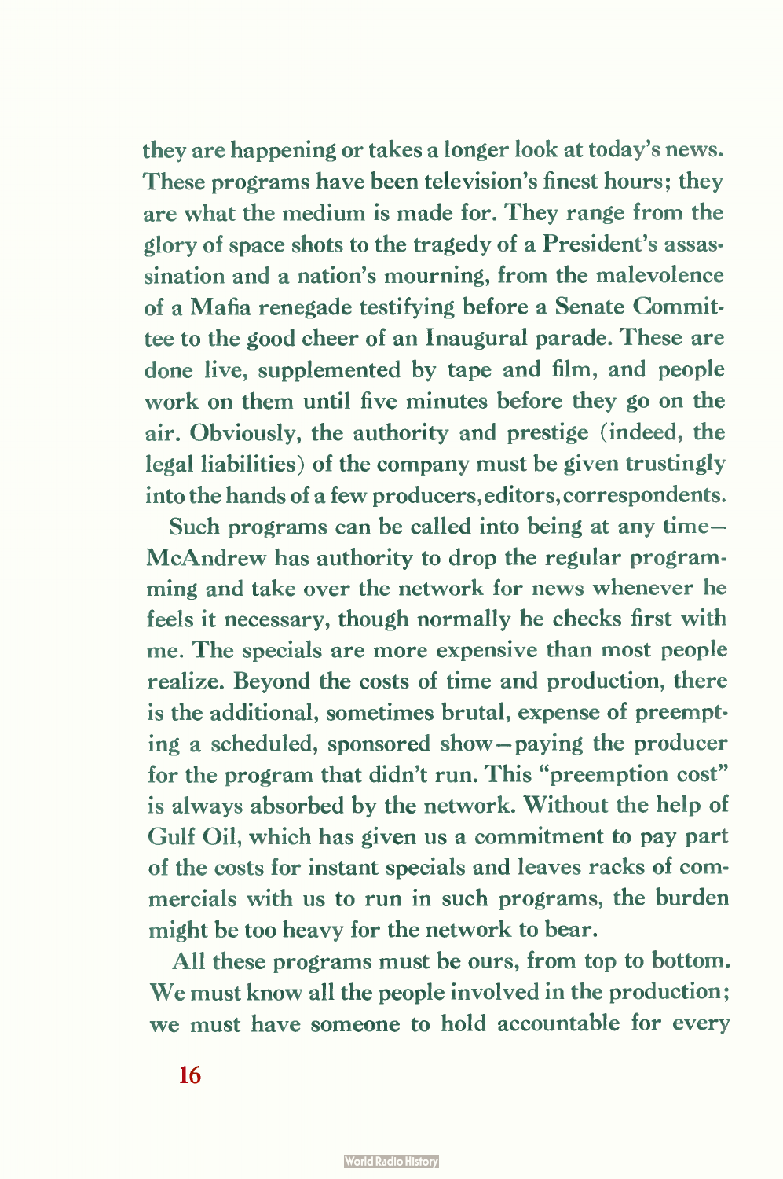they are happening or takes a longer look at today's news. These programs have been television's finest hours; they are what the medium is made for. They range from the glory of space shots to the tragedy of a President's assassination and a nation's mourning, from the malevolence of a Mafia renegade testifying before a Senate Committee to the good cheer of an Inaugural parade. These are done live, supplemented by tape and film, and people work on them until five minutes before they go on the air. Obviously, the authority and prestige (indeed, the legal liabilities) of the company must be given trustingly into the hands of a few producers, editors, correspondents.

Such programs can be called into being at any time—McAndrew has authority to drop the regular programming and take over the network for news whenever he feels it necessary, though normally he checks first with me. The specials are more expensive than most people realize. Beyond the costs of time and production, there is the additional, sometimes brutal, expense of preempting a scheduled, sponsored show—paying the producer for the program that didn't run. This "preemption cost" is always absorbed by the network. Without the help of Gulf Oil, which has given us a commitment to pay part of the costs for instant specials and leaves racks of commercials with us to run in such programs, the burden might be too heavy for the network to bear.

All these programs must be ours, from top to bottom. We must know all the people involved in the production; we must have someone to hold accountable for every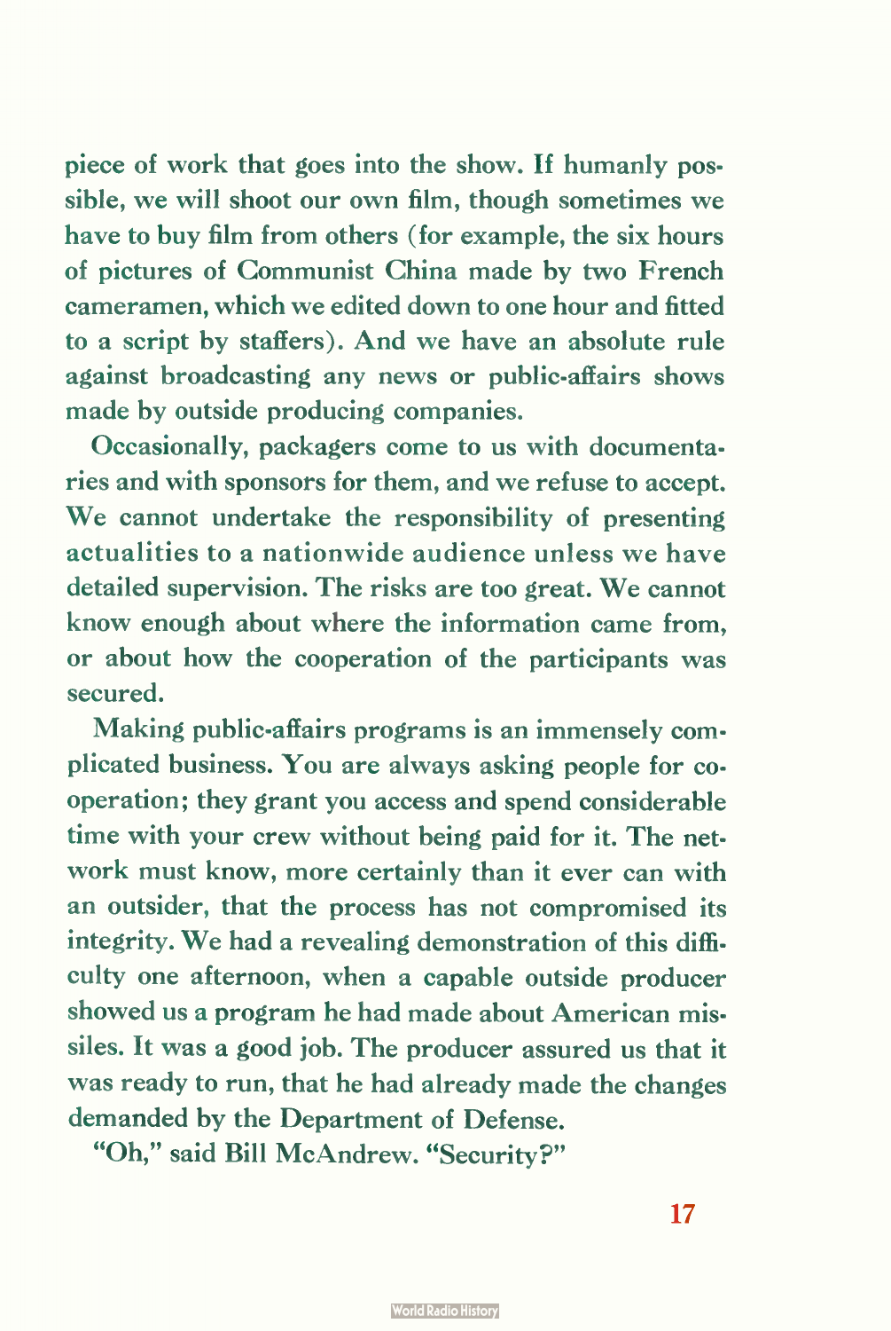piece of work that goes into the show. If humanly possible, we will shoot our own film, though sometimes we have to buy film from others (for example, the six hours of pictures of Communist China made by two French cameramen, which we edited down to one hour and fitted to a script by staffers). And we have an absolute rule against broadcasting any news or public-affairs shows made by outside producing companies.

Occasionally, packagers come to us with documentaries and with sponsors for them, and we refuse to accept. We cannot undertake the responsibility of presenting actualities to a nationwide audience unless we have detailed supervision. The risks are too great. We cannot know enough about where the information came from, or about how the cooperation of the participants was secured.

Making public-affairs programs is an immensely complicated business. You are always asking people for cooperation; they grant you access and spend considerable time with your crew without being paid for it. The network must know, more certainly than it ever can with an outsider, that the process has not compromised its integrity. We had a revealing demonstration of this difficulty one afternoon, when a capable outside producer showed us a program he had made about American missiles. It was a good job. The producer assured us that it was ready to run, that he had already made the changes demanded by the Department of Defense.

"Oh," said Bill McAndrew. "Security?"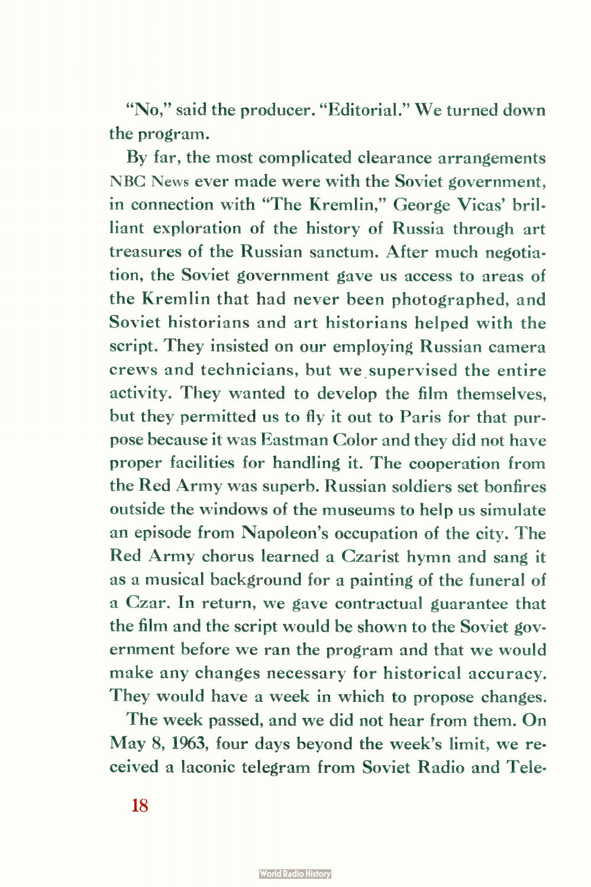"No," said the producer. "Editorial." We turned down the program.

By far, the most complicated clearance arrangements NBC News ever made were with the Soviet government, in connection with "The Kremlin," George Vicas' brilliant exploration of the history of Russia through art treasures of the Russian sanctum. After much negotiation, the Soviet government gave us access to areas of the Kremlin that had never been photographed, and Soviet historians and art historians helped with the script. They insisted on our employing Russian camera crews and technicians, but we supervised the entire activity. They wanted to develop the film themselves, but they permitted us to fly it out to Paris for that purpose because it was Eastman Color and they did not have proper facilities for handling it. The cooperation from the Red Army was superb. Russian soldiers set bonfires outside the windows of the museums to help us simulate an episode from Napoleon's occupation of the city. The Red Army chorus learned a Czarist hymn and sang it as a musical background for a painting of the funeral of a Czar. In return, we gave contractual guarantee that the film and the script would be shown to the Soviet government before we ran the program and that we would make any changes necessary for historical accuracy. They would have a week in which to propose changes.

The week passed, and we did not hear from them. On May 8, 1963, four days beyond the week's limit, we received a laconic telegram from Soviet Radio and Tele-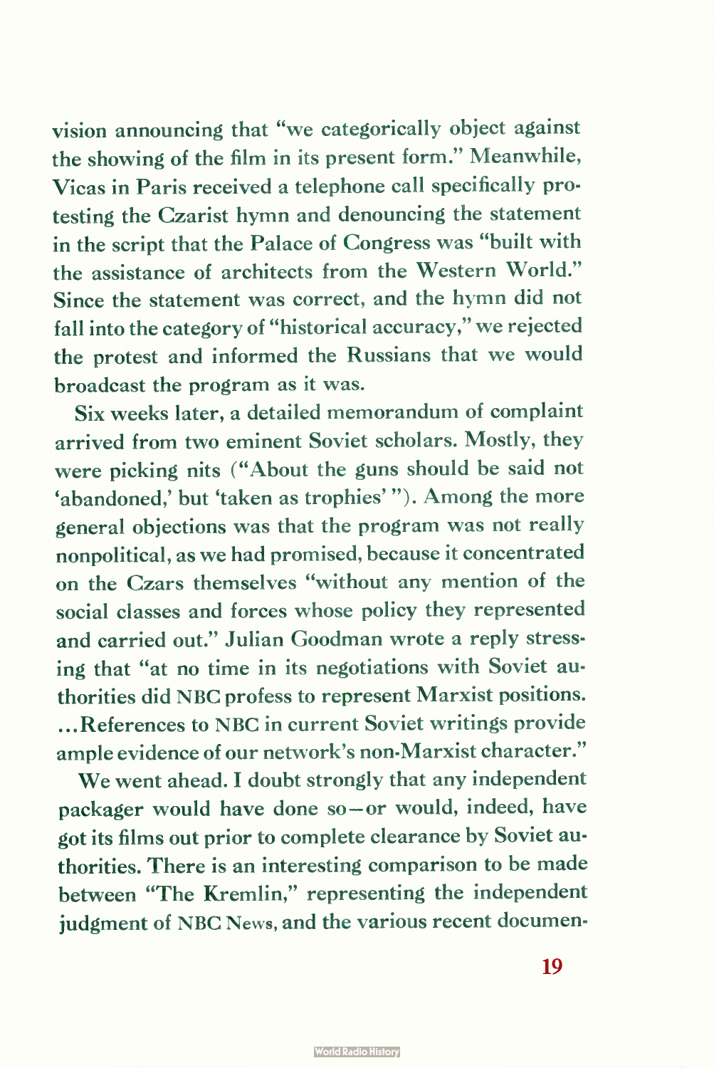vision announcing that "we categorically object against the showing of the film in its present form." Meanwhile, Vicas in Paris received a telephone call specifically protesting the Czarist hymn and denouncing the statement in the script that the Palace of Congress was "built with the assistance of architects from the Western World." Since the statement was correct, and the hymn did not fall into the category of "historical accuracy," we rejected the protest and informed the Russians that we would broadcast the program as it was.

Six weeks later, a detailed memorandum of complaint arrived from two eminent Soviet scholars. Mostly, they were picking nits ("About the guns should be said not 'abandoned,' but 'taken as trophies' "). Among the more general objections was that the program was not really nonpolitical, as we had promised, because it concentrated on the Czars themselves "without any mention of the social classes and forces whose policy they represented and carried out." Julian Goodman wrote a reply stressing that "at no time in its negotiations with Soviet authorities did NBC profess to represent Marxist positions. ...References to NBC in current Soviet writings provide ample evidence of our network's non-Marxist character."

We went ahead. I doubt strongly that any independent packager would have done so—or would, indeed, have got its films out prior to complete clearance by Soviet authorities. There is an interesting comparison to be made between "The Kremlin," representing the independent judgment of NBC News, and the various recent documen-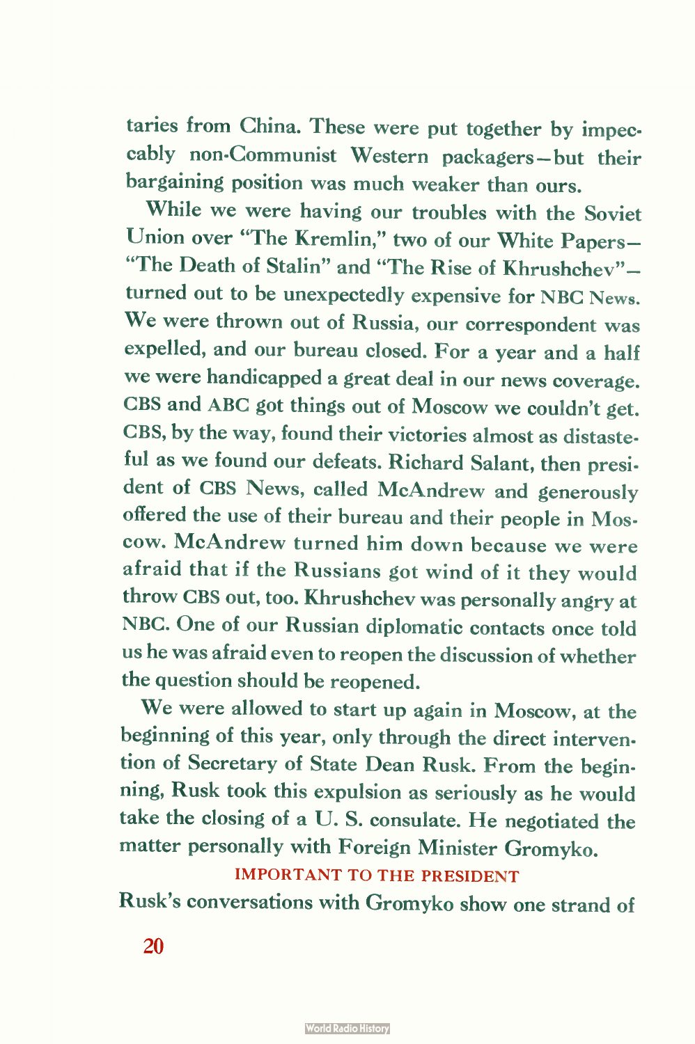taries from China. These were put together by impeccably non-Communist Western packagers—but their bargaining position was much weaker than ours.

While we were having our troubles with the Soviet Union over "The Kremlin," two of our White Papers—"The Death of Stalin" and "The Rise of Khrushchev"—turned out to be unexpectedly expensive for NBC News. We were thrown out of Russia, our correspondent was expelled, and our bureau closed. For a year and a half we were handicapped a great deal in our news coverage. CBS and ABC got things out of Moscow we couldn't get. CBS, by the way, found their victories almost as distasteful as we found our defeats. Richard Salant, then president of CBS News, called McAndrew and generously offered the use of their bureau and their people in Moscow. McAndrew turned him down because we were afraid that if the Russians got wind of it they would throw CBS out, too. Khrushchev was personally angry at NBC. One of our Russian diplomatic contacts once told us he was afraid even to reopen the discussion of whether the question should be reopened.

We were allowed to start up again in Moscow, at the beginning of this year, only through the direct intervention of Secretary of State Dean Rusk. From the beginning, Rusk took this expulsion as seriously as he would take the closing of a U. S. consulate. He negotiated the matter personally with Foreign Minister Gromyko.

## IMPORTANT TO THE PRESIDENT

Rusk's conversations with Gromyko show one strand of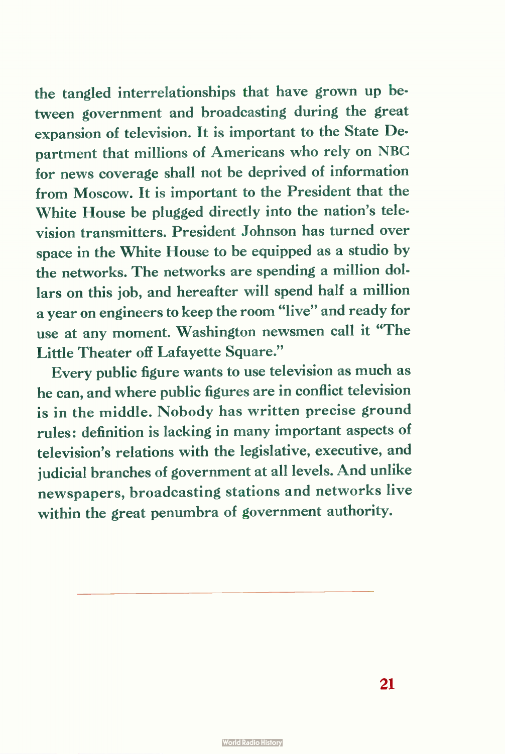the tangled interrelationships that have grown up between government and broadcasting during the great expansion of television. It is important to the State Department that millions of Americans who rely on NBC for news coverage shall not be deprived of information from Moscow. It is important to the President that the White House be plugged directly into the nation's television transmitters. President Johnson has turned over space in the White House to be equipped as a studio by the networks. The networks are spending a million dollars on this job, and hereafter will spend half a million a year on engineers to keep the room "live" and ready for use at any moment. Washington newsmen call it "The Little Theater off Lafayette Square."

Every public figure wants to use television as much as he can, and where public figures are in conflict television is in the middle. Nobody has written precise ground rules: definition is lacking in many important aspects of television's relations with the legislative, executive, and judicial branches of government at all levels. And unlike newspapers, broadcasting stations and networks live within the great penumbra of government authority.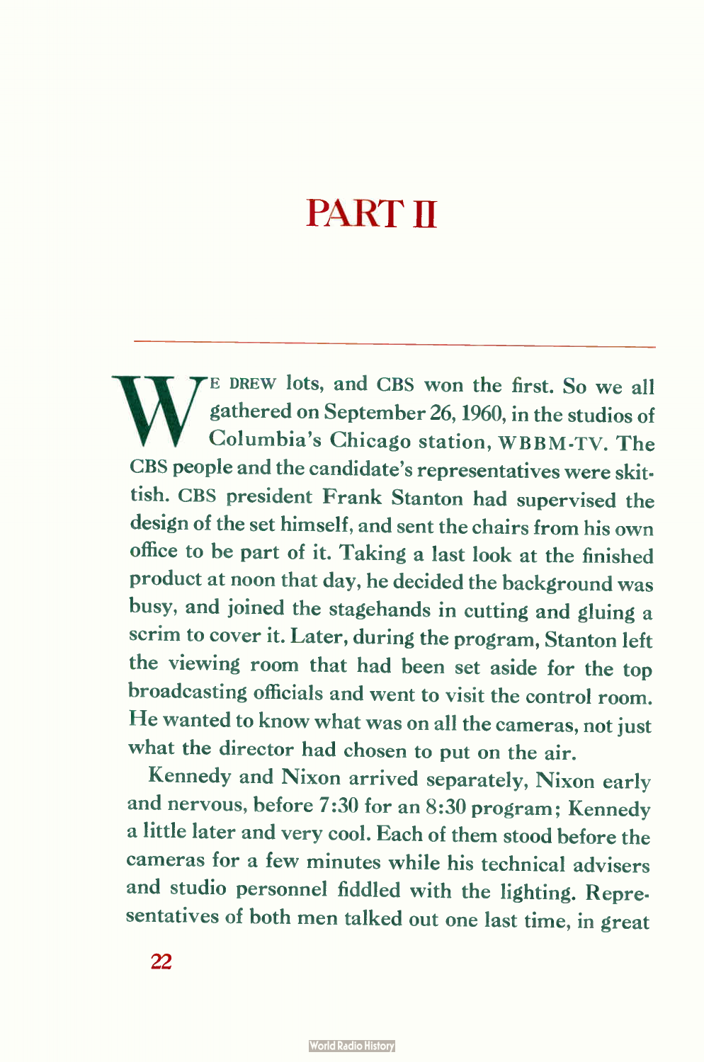# PART II

WE DREW lots, and CBS won the first. So we all gathered on September 26, 1960, in the studios of Columbia's Chicago station, WBBM-TV. The CBS people and the candidate's representatives were skittish. CBS president Frank Stanton had supervised the design of the set himself, and sent the chairs from his own office to be part of it. Taking a last look at the finished product at noon that day, he decided the background was busy, and joined the stagehands in cutting and gluing a scrim to cover it. Later, during the program, Stanton left the viewing room that had been set aside for the top broadcasting officials and went to visit the control room. He wanted to know what was on all the cameras, not just what the director had chosen to put on the air.

Kennedy and Nixon arrived separately, Nixon early and nervous, before 7:30 for an 8:30 program; Kennedy a little later and very cool. Each of them stood before the cameras for a few minutes while his technical advisers and studio personnel fiddled with the lighting. Representatives of both men talked out one last time, in great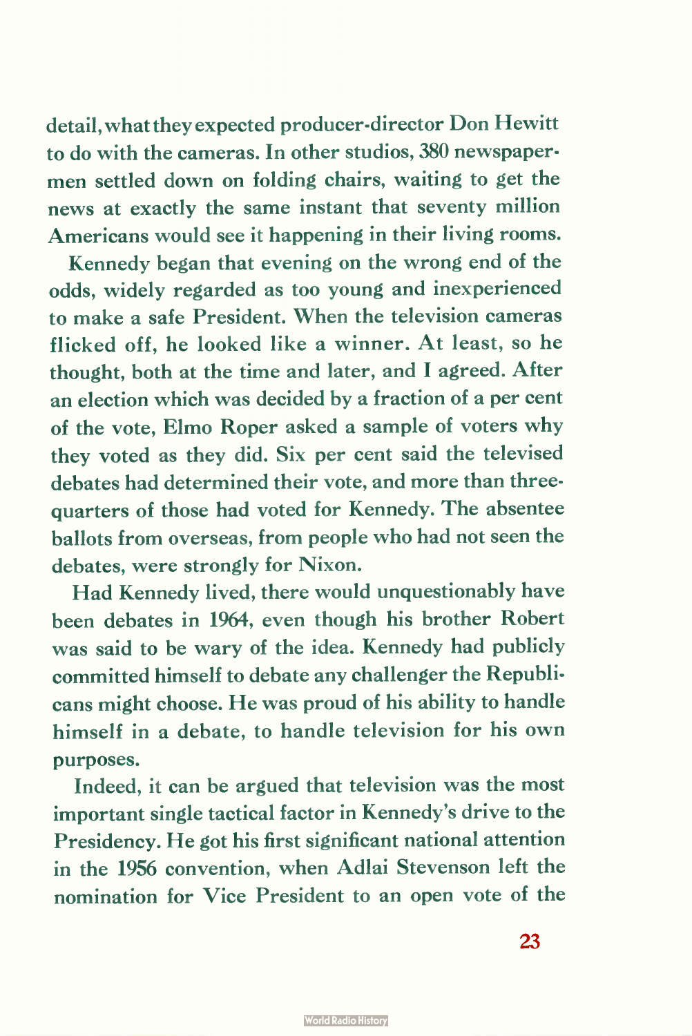detail, what they expected producer-director Don Hewitt to do with the cameras. In other studios, 380 newspapermen settled down on folding chairs, waiting to get the news at exactly the same instant that seventy million Americans would see it happening in their living rooms.

Kennedy began that evening on the wrong end of the odds, widely regarded as too young and inexperienced to make a safe President. When the television cameras flicked off, he looked like a winner. At least, so he thought, both at the time and later, and I agreed. After an election which was decided by a fraction of a per cent of the vote, Elmo Roper asked a sample of voters why they voted as they did. Six per cent said the televised debates had determined their vote, and more than three-quarters of those had voted for Kennedy. The absentee ballots from overseas, from people who had not seen the debates, were strongly for Nixon.

Had Kennedy lived, there would unquestionably have been debates in 1964, even though his brother Robert was said to be wary of the idea. Kennedy had publicly committed himself to debate any challenger the Republicans might choose. He was proud of his ability to handle himself in a debate, to handle television for his own purposes.

Indeed, it can be argued that television was the most important single tactical factor in Kennedy's drive to the Presidency. He got his first significant national attention in the 1956 convention, when Adlai Stevenson left the nomination for Vice President to an open vote of the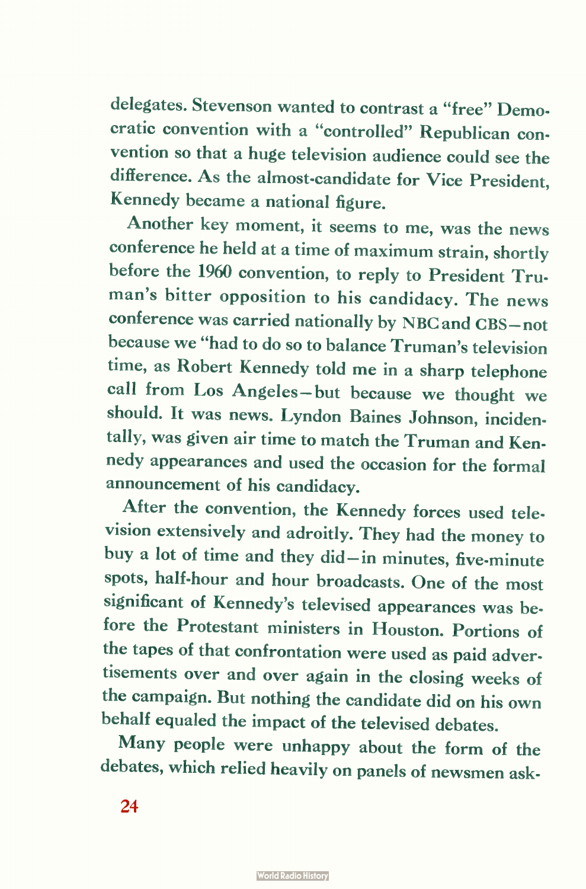delegates. Stevenson wanted to contrast a "free" Democratic convention with a "controlled" Republican convention so that a huge television audience could see the difference. As the almost-candidate for Vice President, Kennedy became a national figure.

Another key moment, it seems to me, was the news conference he held at a time of maximum strain, shortly before the 1960 convention, to reply to President Truman's bitter opposition to his candidacy. The news conference was carried nationally by NBC and CBS—not because we "had to do so to balance Truman's television time, as Robert Kennedy told me in a sharp telephone call from Los Angeles—but because we thought we should. It was news. Lyndon Baines Johnson, incidentally, was given air time to match the Truman and Kennedy appearances and used the occasion for the formal announcement of his candidacy.

After the convention, the Kennedy forces used television extensively and adroitly. They had the money to buy a lot of time and they did—in minutes, five-minute spots, half-hour and hour broadcasts. One of the most significant of Kennedy's televised appearances was before the Protestant ministers in Houston. Portions of the tapes of that confrontation were used as paid advertisements over and over again in the closing weeks of the campaign. But nothing the candidate did on his own behalf equaled the impact of the televised debates.

Many people were unhappy about the form of the debates, which relied heavily on panels of newsmen ask-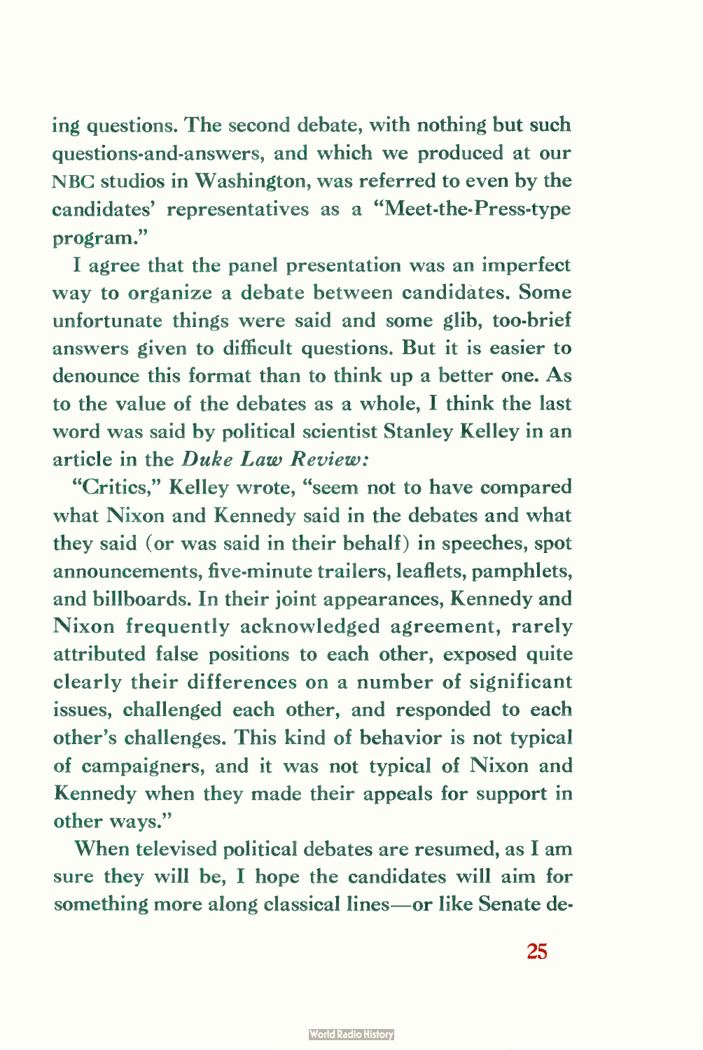ing questions. The second debate, with nothing but such questions-and-answers, and which we produced at our NBC studios in Washington, was referred to even by the candidates' representatives as a "Meet-the-Press-type program."

I agree that the panel presentation was an imperfect way to organize a debate between candidates. Some unfortunate things were said and some glib, too-brief answers given to difficult questions. But it is easier to denounce this format than to think up a better one. As to the value of the debates as a whole, I think the last word was said by political scientist Stanley Kelley in an article in the *Duke Law Review:*

"Critics," Kelley wrote, "seem not to have compared what Nixon and Kennedy said in the debates and what they said (or was said in their behalf) in speeches, spot announcements, five-minute trailers, leaflets, pamphlets, and billboards. In their joint appearances, Kennedy and Nixon frequently acknowledged agreement, rarely attributed false positions to each other, exposed quite clearly their differences on a number of significant issues, challenged each other, and responded to each other's challenges. This kind of behavior is not typical of campaigners, and it was not typical of Nixon and Kennedy when they made their appeals for support in other ways."

When televised political debates are resumed, as I am sure they will be, I hope the candidates will aim for something more along classical lines—or like Senate de-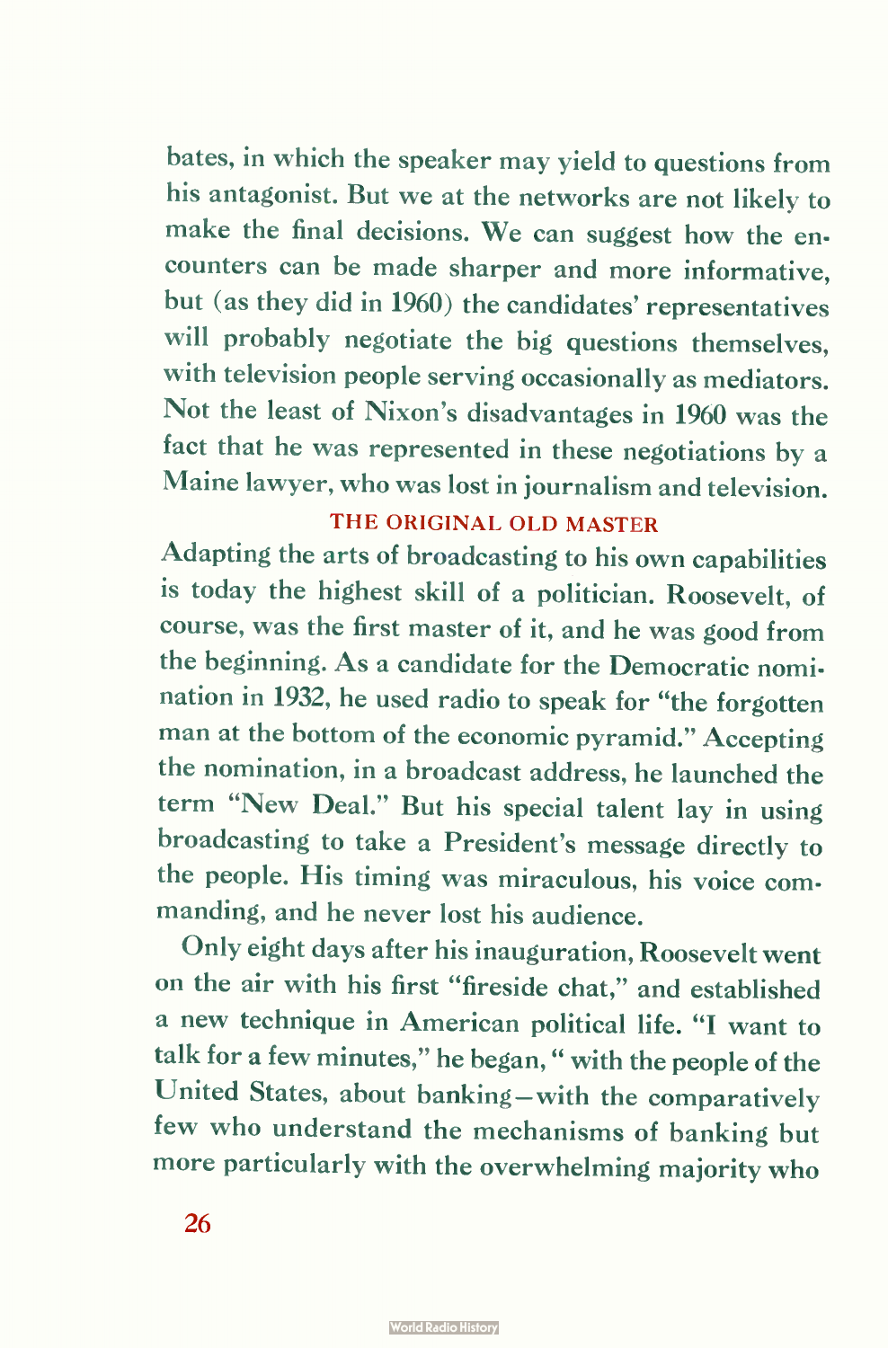bates, in which the speaker may yield to questions from his antagonist. But we at the networks are not likely to make the final decisions. We can suggest how the encounters can be made sharper and more informative, but (as they did in 1960) the candidates' representatives will probably negotiate the big questions themselves, with television people serving occasionally as mediators. Not the least of Nixon's disadvantages in 1960 was the fact that he was represented in these negotiations by a Maine lawyer, who was lost in journalism and television.

## THE ORIGINAL OLD MASTER

Adapting the arts of broadcasting to his own capabilities is today the highest skill of a politician. Roosevelt, of course, was the first master of it, and he was good from the beginning. As a candidate for the Democratic nomination in 1932, he used radio to speak for "the forgotten man at the bottom of the economic pyramid." Accepting the nomination, in a broadcast address, he launched the term "New Deal." But his special talent lay in using broadcasting to take a President's message directly to the people. His timing was miraculous, his voice commanding, and he never lost his audience.

Only eight days after his inauguration, Roosevelt went on the air with his first "fireside chat," and established a new technique in American political life. "I want to talk for a few minutes," he began, " with the people of the United States, about banking—with the comparatively few who understand the mechanisms of banking but more particularly with the overwhelming majority who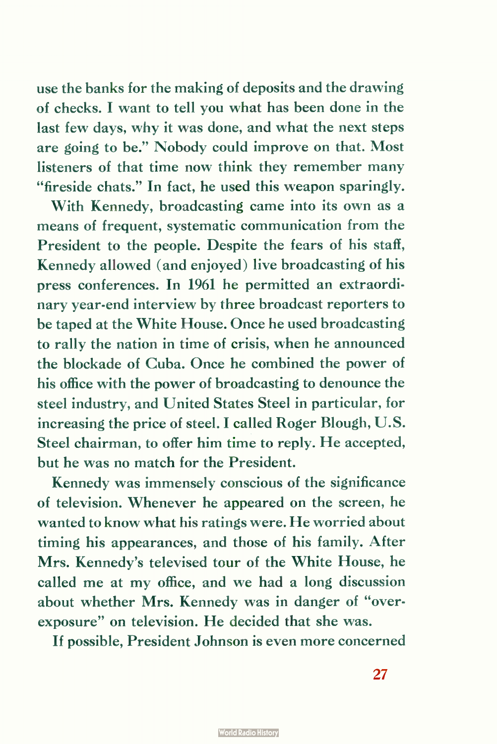use the banks for the making of deposits and the drawing of checks. I want to tell you what has been done in the last few days, why it was done, and what the next steps are going to be." Nobody could improve on that. Most listeners of that time now think they remember many "fireside chats." In fact, he used this weapon sparingly.

With Kennedy, broadcasting came into its own as a means of frequent, systematic communication from the President to the people. Despite the fears of his staff, Kennedy allowed (and enjoyed) live broadcasting of his press conferences. In 1961 he permitted an extraordinary year-end interview by three broadcast reporters to be taped at the White House. Once he used broadcasting to rally the nation in time of crisis, when he announced the blockade of Cuba. Once he combined the power of his office with the power of broadcasting to denounce the steel industry, and United States Steel in particular, for increasing the price of steel. I called Roger Blough, U.S. Steel chairman, to offer him time to reply. He accepted, but he was no match for the President.

Kennedy was immensely conscious of the significance of television. Whenever he appeared on the screen, he wanted to know what his ratings were. He worried about timing his appearances, and those of his family. After Mrs. Kennedy's televised tour of the White House, he called me at my office, and we had a long discussion about whether Mrs. Kennedy was in danger of "over-exposure" on television. He decided that she was.

If possible, President Johnson is even more concerned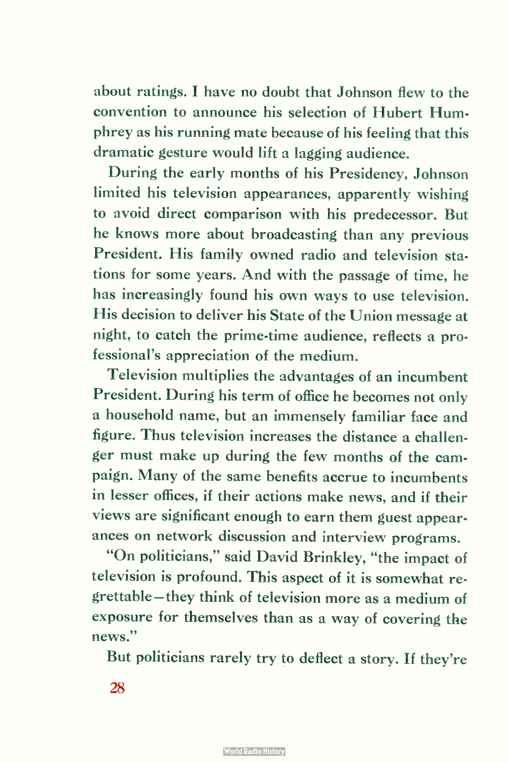about ratings. I have no doubt that Johnson flew to the convention to announce his selection of Hubert Humphrey as his running mate because of his feeling that this dramatic gesture would lift a lagging audience.

During the early months of his Presidency, Johnson limited his television appearances, apparently wishing to avoid direct comparison with his predecessor. But he knows more about broadcasting than any previous President. His family owned radio and television stations for some years. And with the passage of time, he has increasingly found his own ways to use television. His decision to deliver his State of the Union message at night, to catch the prime-time audience, reflects a professional's appreciation of the medium.

Television multiplies the advantages of an incumbent President. During his term of office he becomes not only a household name, but an immensely familiar face and figure. Thus television increases the distance a challenger must make up during the few months of the campaign. Many of the same benefits accrue to incumbents in lesser offices, if their actions make news, and if their views are significant enough to earn them guest appearances on network discussion and interview programs.

"On politicians," said David Brinkley, "the impact of television is profound. This aspect of it is somewhat regrettable—they think of television more as a medium of exposure for themselves than as a way of covering the news."

But politicians rarely try to deflect a story. If they're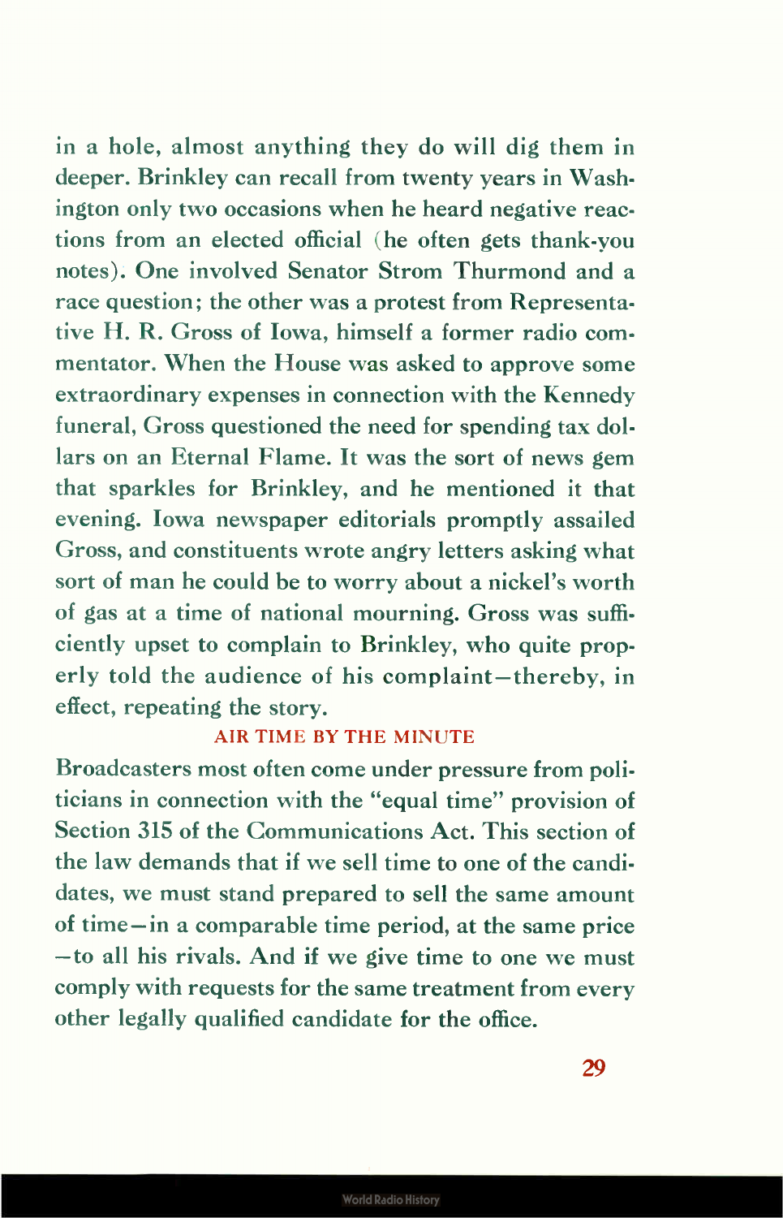in a hole, almost anything they do will dig them in deeper. Brinkley can recall from twenty years in Washington only two occasions when he heard negative reactions from an elected official (he often gets thank-you notes). One involved Senator Strom Thurmond and a race question; the other was a protest from Representative H. R. Gross of Iowa, himself a former radio commentator. When the House was asked to approve some extraordinary expenses in connection with the Kennedy funeral, Gross questioned the need for spending tax dollars on an Eternal Flame. It was the sort of news gem that sparkles for Brinkley, and he mentioned it that evening. Iowa newspaper editorials promptly assailed Gross, and constituents wrote angry letters asking what sort of man he could be to worry about a nickel's worth of gas at a time of national mourning. Gross was sufficiently upset to complain to Brinkley, who quite properly told the audience of his complaint—thereby, in effect, repeating the story.

## AIR TIME BY THE MINUTE

Broadcasters most often come under pressure from politicians in connection with the "equal time" provision of Section 315 of the Communications Act. This section of the law demands that if we sell time to one of the candidates, we must stand prepared to sell the same amount of time—in a comparable time period, at the same price—to all his rivals. And if we give time to one we must comply with requests for the same treatment from every other legally qualified candidate for the office.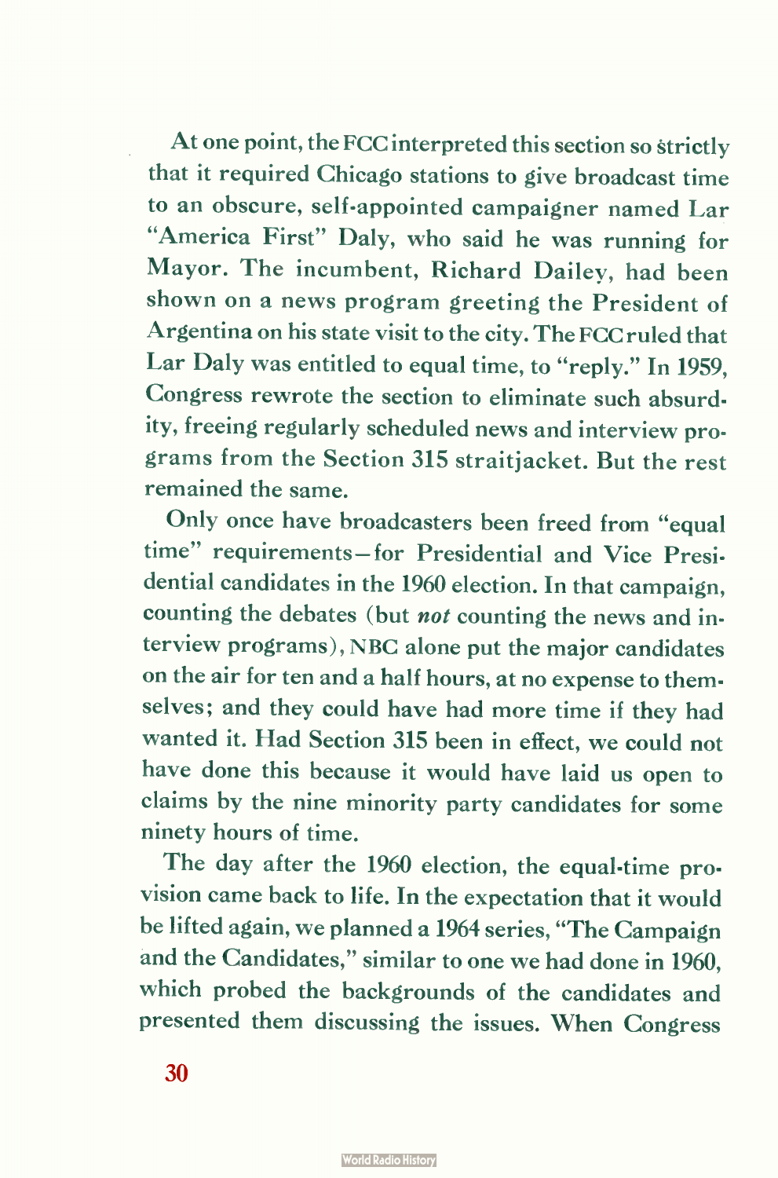At one point, the FCC interpreted this section so strictly that it required Chicago stations to give broadcast time to an obscure, self-appointed campaigner named Lar "America First" Daly, who said he was running for Mayor. The incumbent, Richard Dailey, had been shown on a news program greeting the President of Argentina on his state visit to the city. The FCC ruled that Lar Daly was entitled to equal time, to "reply." In 1959, Congress rewrote the section to eliminate such absurdity, freeing regularly scheduled news and interview programs from the Section 315 straitjacket. But the rest remained the same.

Only once have broadcasters been freed from "equal time" requirements—for Presidential and Vice Presidential candidates in the 1960 election. In that campaign, counting the debates (but *not* counting the news and interview programs), NBC alone put the major candidates on the air for ten and a half hours, at no expense to themselves; and they could have had more time if they had wanted it. Had Section 315 been in effect, we could not have done this because it would have laid us open to claims by the nine minority party candidates for some ninety hours of time.

The day after the 1960 election, the equal-time provision came back to life. In the expectation that it would be lifted again, we planned a 1964 series, "The Campaign and the Candidates," similar to one we had done in 1960, which probed the backgrounds of the candidates and presented them discussing the issues. When Congress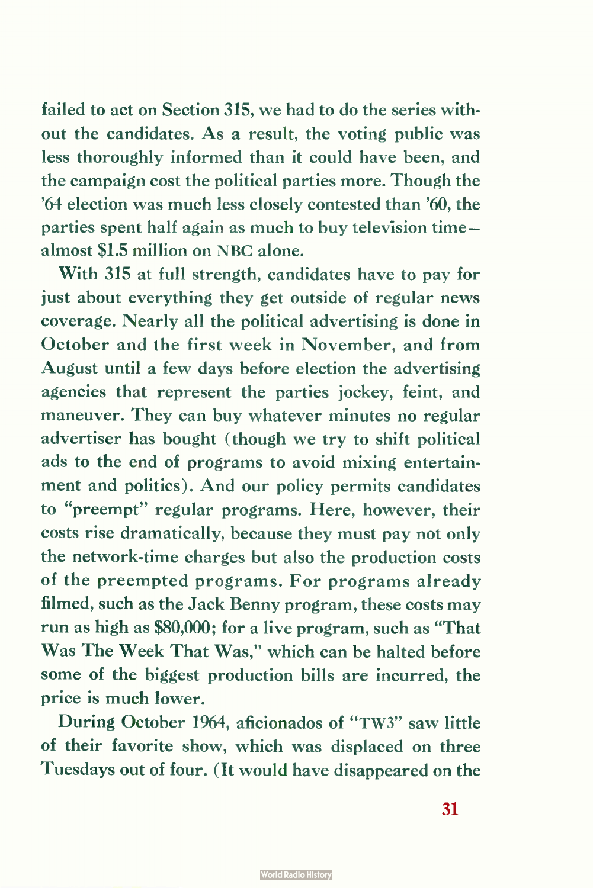failed to act on Section 315, we had to do the series without the candidates. As a result, the voting public was less thoroughly informed than it could have been, and the campaign cost the political parties more. Though the '64 election was much less closely contested than '60, the parties spent half again as much to buy television time—almost $1.5 million on NBC alone.

With 315 at full strength, candidates have to pay for just about everything they get outside of regular news coverage. Nearly all the political advertising is done in October and the first week in November, and from August until a few days before election the advertising agencies that represent the parties jockey, feint, and maneuver. They can buy whatever minutes no regular advertiser has bought (though we try to shift political ads to the end of programs to avoid mixing entertainment and politics). And our policy permits candidates to "preempt" regular programs. Here, however, their costs rise dramatically, because they must pay not only the network-time charges but also the production costs of the preempted programs. For programs already filmed, such as the Jack Benny program, these costs may run as high as $80,000; for a live program, such as "That Was The Week That Was," which can be halted before some of the biggest production bills are incurred, the price is much lower.

During October 1964, aficionados of "TW3" saw little of their favorite show, which was displaced on three Tuesdays out of four. (It would have disappeared on the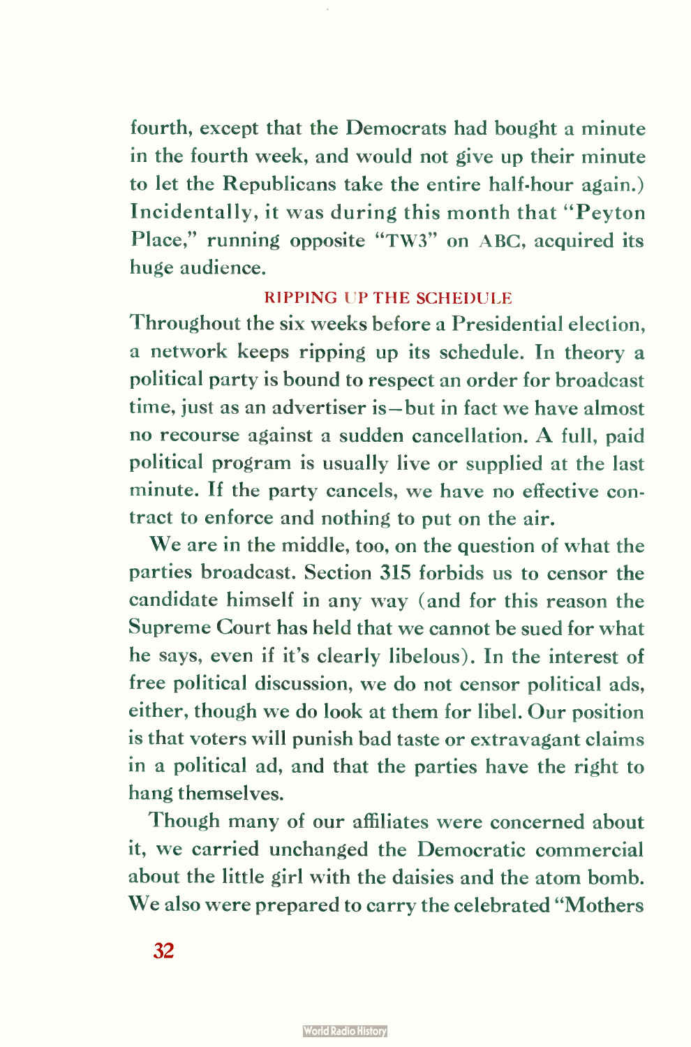fourth, except that the Democrats had bought a minute in the fourth week, and would not give up their minute to let the Republicans take the entire half-hour again.) Incidentally, it was during this month that "Peyton Place," running opposite "TW3" on ABC, acquired its huge audience.

### RIPPING UP THE SCHEDULE

Throughout the six weeks before a Presidential election, a network keeps ripping up its schedule. In theory a political party is bound to respect an order for broadcast time, just as an advertiser is—but in fact we have almost no recourse against a sudden cancellation. A full, paid political program is usually live or supplied at the last minute. If the party cancels, we have no effective contract to enforce and nothing to put on the air.

We are in the middle, too, on the question of what the parties broadcast. Section 315 forbids us to censor the candidate himself in any way (and for this reason the Supreme Court has held that we cannot be sued for what he says, even if it's clearly libelous). In the interest of free political discussion, we do not censor political ads, either, though we do look at them for libel. Our position is that voters will punish bad taste or extravagant claims in a political ad, and that the parties have the right to hang themselves.

Though many of our affiliates were concerned about it, we carried unchanged the Democratic commercial about the little girl with the daisies and the atom bomb. We also were prepared to carry the celebrated "Mothers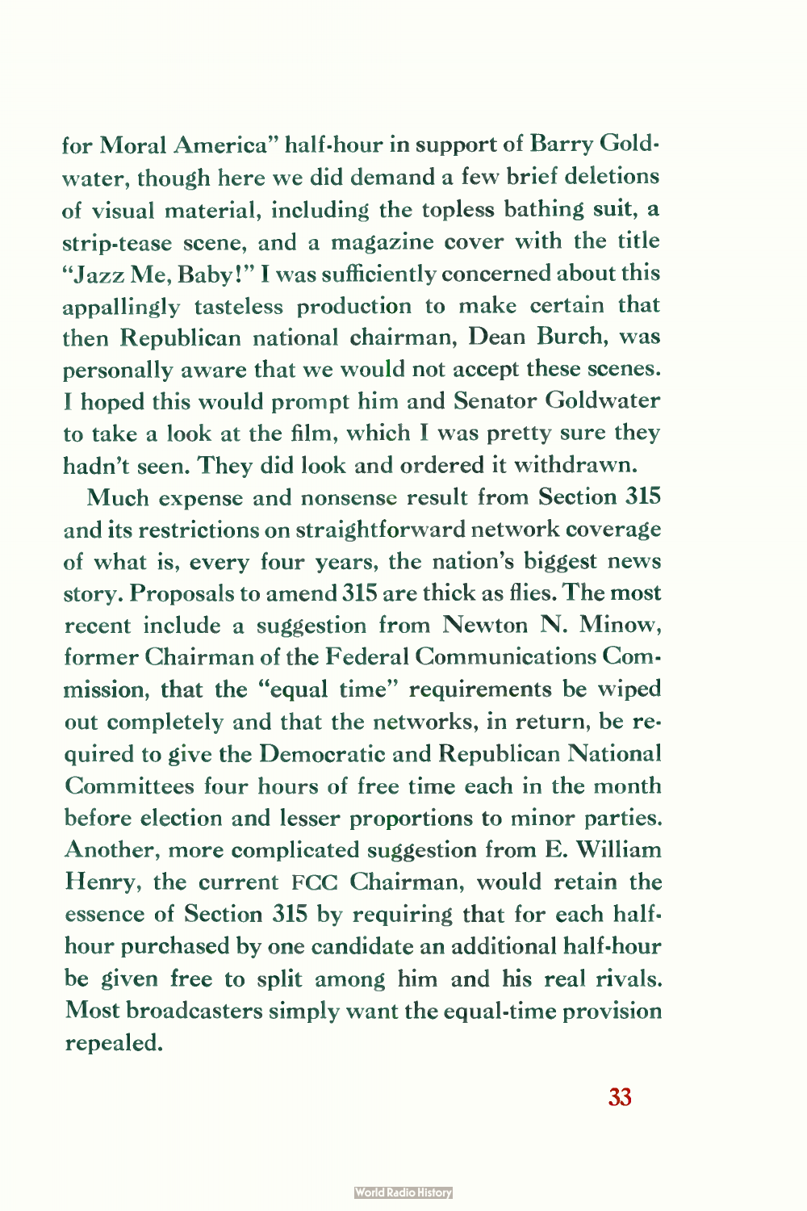for Moral America" half-hour in support of Barry Goldwater, though here we did demand a few brief deletions of visual material, including the topless bathing suit, a strip-tease scene, and a magazine cover with the title "Jazz Me, Baby!" I was sufficiently concerned about this appallingly tasteless production to make certain that then Republican national chairman, Dean Burch, was personally aware that we would not accept these scenes. I hoped this would prompt him and Senator Goldwater to take a look at the film, which I was pretty sure they hadn't seen. They did look and ordered it withdrawn.

Much expense and nonsense result from Section 315 and its restrictions on straightforward network coverage of what is, every four years, the nation's biggest news story. Proposals to amend 315 are thick as flies. The most recent include a suggestion from Newton N. Minow, former Chairman of the Federal Communications Commission, that the "equal time" requirements be wiped out completely and that the networks, in return, be required to give the Democratic and Republican National Committees four hours of free time each in the month before election and lesser proportions to minor parties. Another, more complicated suggestion from E. William Henry, the current FCC Chairman, would retain the essence of Section 315 by requiring that for each half-hour purchased by one candidate an additional half-hour be given free to split among him and his real rivals. Most broadcasters simply want the equal-time provision repealed.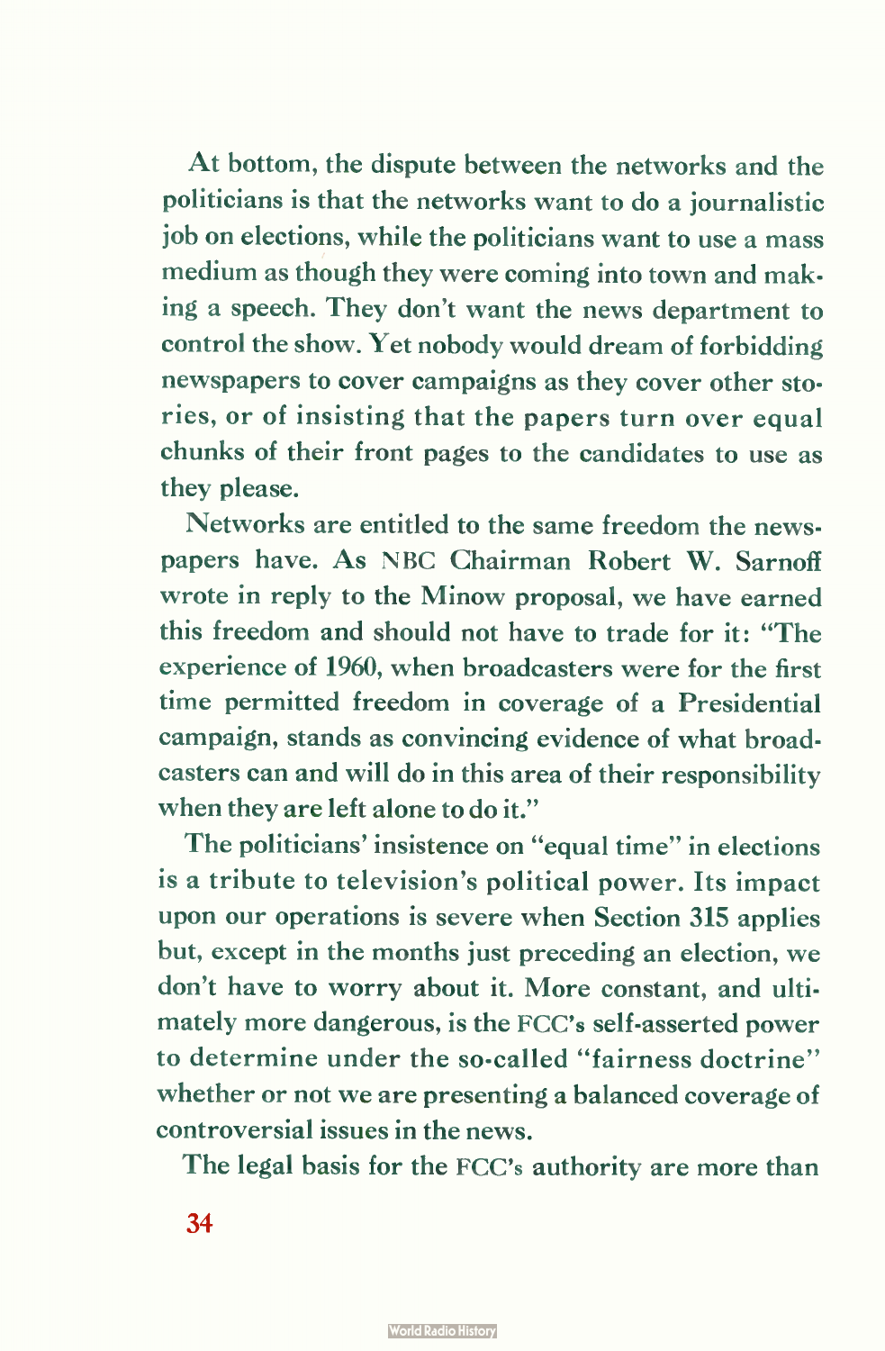At bottom, the dispute between the networks and the politicians is that the networks want to do a journalistic job on elections, while the politicians want to use a mass medium as though they were coming into town and making a speech. They don't want the news department to control the show. Yet nobody would dream of forbidding newspapers to cover campaigns as they cover other stories, or of insisting that the papers turn over equal chunks of their front pages to the candidates to use as they please.

Networks are entitled to the same freedom the newspapers have. As NBC Chairman Robert W. Sarnoff wrote in reply to the Minow proposal, we have earned this freedom and should not have to trade for it: "The experience of 1960, when broadcasters were for the first time permitted freedom in coverage of a Presidential campaign, stands as convincing evidence of what broadcasters can and will do in this area of their responsibility when they are left alone to do it."

The politicians' insistence on "equal time" in elections is a tribute to television's political power. Its impact upon our operations is severe when Section 315 applies but, except in the months just preceding an election, we don't have to worry about it. More constant, and ultimately more dangerous, is the FCC's self-asserted power to determine under the so-called "fairness doctrine" whether or not we are presenting a balanced coverage of controversial issues in the news.

The legal basis for the FCC's authority are more than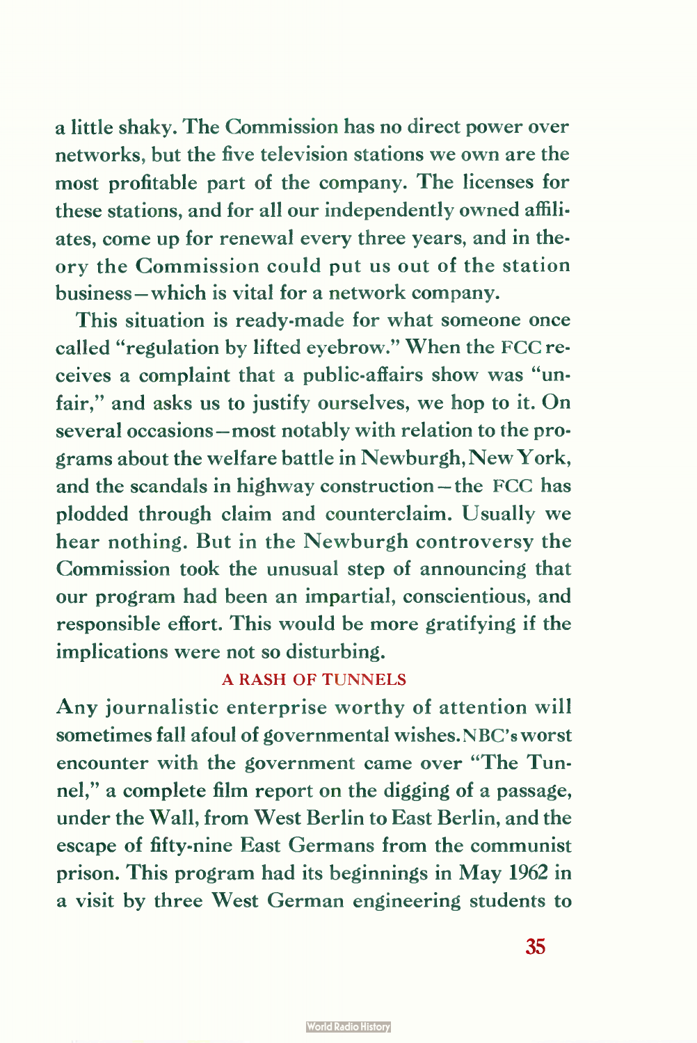a little shaky. The Commission has no direct power over networks, but the five television stations we own are the most profitable part of the company. The licenses for these stations, and for all our independently owned affiliates, come up for renewal every three years, and in theory the Commission could put us out of the station business—which is vital for a network company.

This situation is ready-made for what someone once called "regulation by lifted eyebrow." When the FCC receives a complaint that a public-affairs show was "unfair," and asks us to justify ourselves, we hop to it. On several occasions—most notably with relation to the programs about the welfare battle in Newburgh, New York, and the scandals in highway construction—the FCC has plodded through claim and counterclaim. Usually we hear nothing. But in the Newburgh controversy the Commission took the unusual step of announcing that our program had been an impartial, conscientious, and responsible effort. This would be more gratifying if the implications were not so disturbing.

## A RASH OF TUNNELS

Any journalistic enterprise worthy of attention will sometimes fall afoul of governmental wishes. NBC's worst encounter with the government came over "The Tunnel," a complete film report on the digging of a passage, under the Wall, from West Berlin to East Berlin, and the escape of fifty-nine East Germans from the communist prison. This program had its beginnings in May 1962 in a visit by three West German engineering students to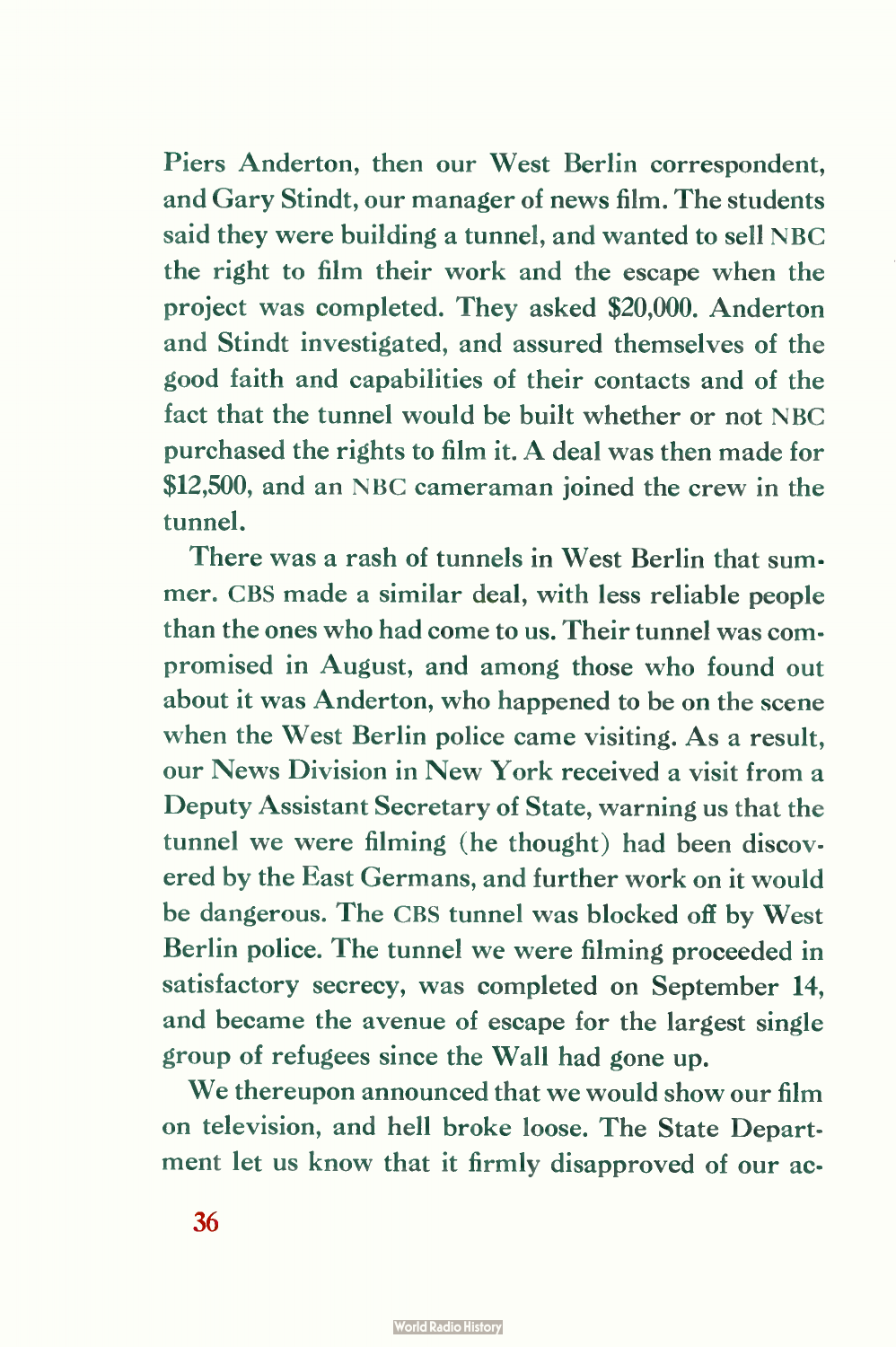Piers Anderton, then our West Berlin correspondent, and Gary Stindt, our manager of news film. The students said they were building a tunnel, and wanted to sell NBC the right to film their work and the escape when the project was completed. They asked $20,000. Anderton and Stindt investigated, and assured themselves of the good faith and capabilities of their contacts and of the fact that the tunnel would be built whether or not NBC purchased the rights to film it. A deal was then made for $12,500, and an NBC cameraman joined the crew in the tunnel.

There was a rash of tunnels in West Berlin that summer. CBS made a similar deal, with less reliable people than the ones who had come to us. Their tunnel was compromised in August, and among those who found out about it was Anderton, who happened to be on the scene when the West Berlin police came visiting. As a result, our News Division in New York received a visit from a Deputy Assistant Secretary of State, warning us that the tunnel we were filming (he thought) had been discovered by the East Germans, and further work on it would be dangerous. The CBS tunnel was blocked off by West Berlin police. The tunnel we were filming proceeded in satisfactory secrecy, was completed on September 14, and became the avenue of escape for the largest single group of refugees since the Wall had gone up.

We thereupon announced that we would show our film on television, and hell broke loose. The State Department let us know that it firmly disapproved of our ac-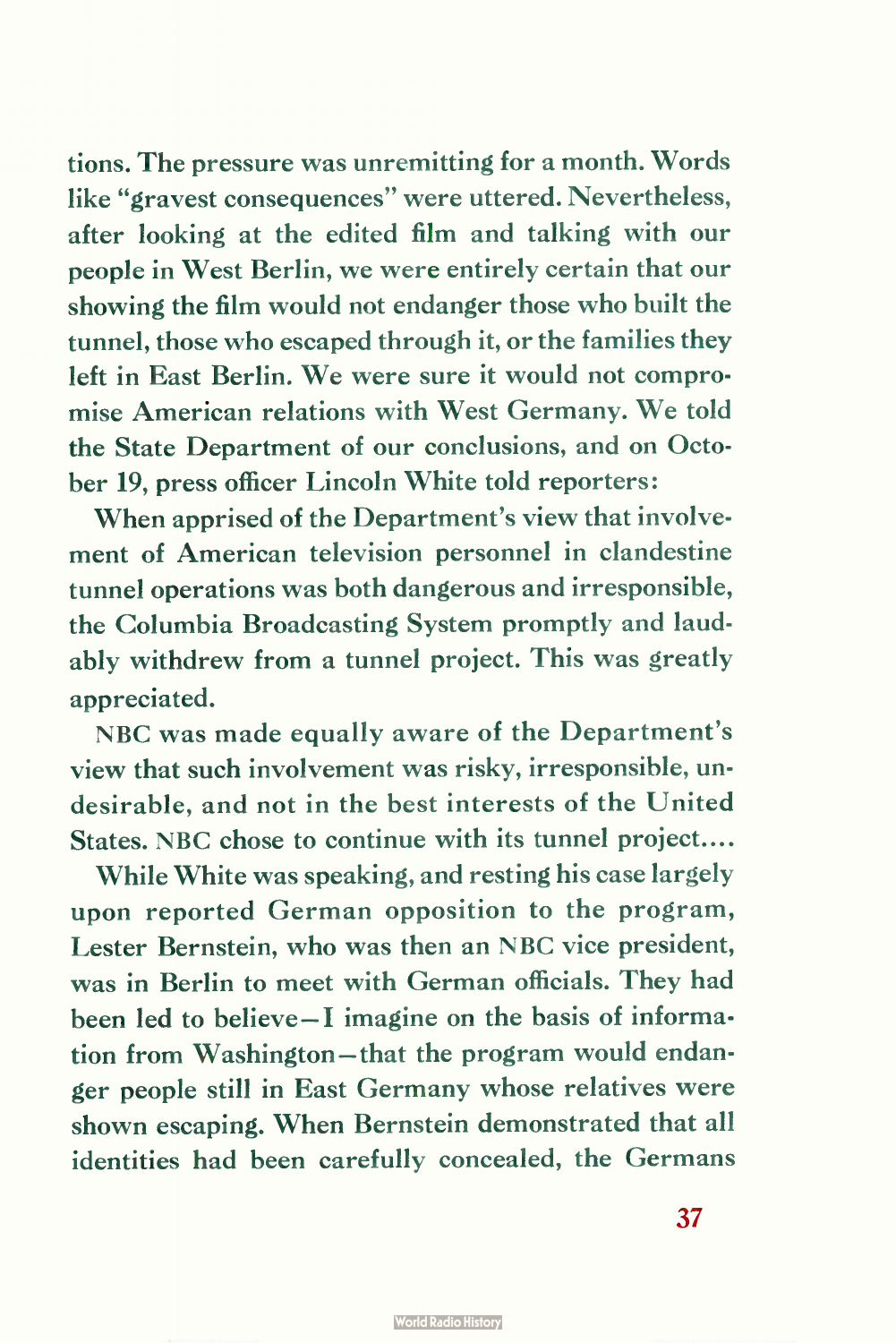tions. The pressure was unremitting for a month. Words like "gravest consequences" were uttered. Nevertheless, after looking at the edited film and talking with our people in West Berlin, we were entirely certain that our showing the film would not endanger those who built the tunnel, those who escaped through it, or the families they left in East Berlin. We were sure it would not compromise American relations with West Germany. We told the State Department of our conclusions, and on October 19, press officer Lincoln White told reporters:

> When apprised of the Department's view that involvement of American television personnel in clandestine tunnel operations was both dangerous and irresponsible, the Columbia Broadcasting System promptly and laudably withdrew from a tunnel project. This was greatly appreciated.
>
> NBC was made equally aware of the Department's view that such involvement was risky, irresponsible, undesirable, and not in the best interests of the United States. NBC chose to continue with its tunnel project....

While White was speaking, and resting his case largely upon reported German opposition to the program, Lester Bernstein, who was then an NBC vice president, was in Berlin to meet with German officials. They had been led to believe—I imagine on the basis of information from Washington—that the program would endanger people still in East Germany whose relatives were shown escaping. When Bernstein demonstrated that all identities had been carefully concealed, the Germans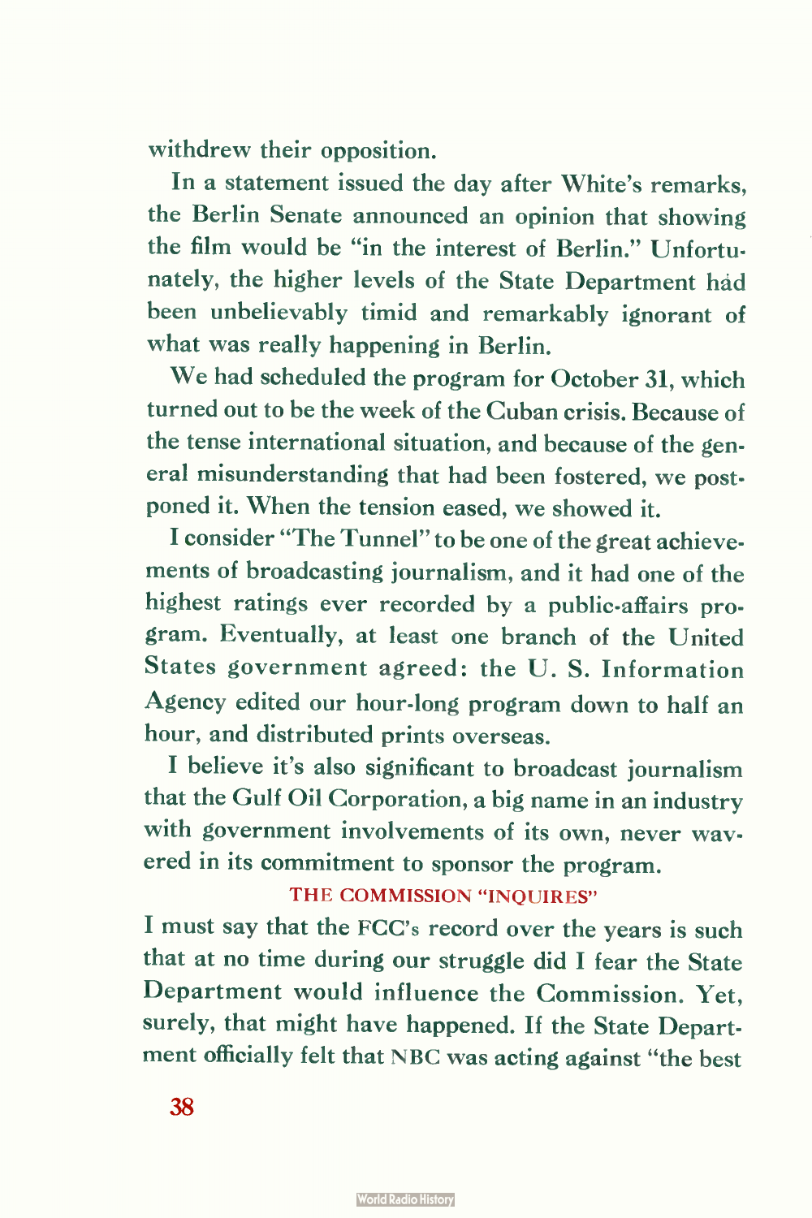withdrew their opposition.

In a statement issued the day after White's remarks, the Berlin Senate announced an opinion that showing the film would be "in the interest of Berlin." Unfortunately, the higher levels of the State Department had been unbelievably timid and remarkably ignorant of what was really happening in Berlin.

We had scheduled the program for October 31, which turned out to be the week of the Cuban crisis. Because of the tense international situation, and because of the general misunderstanding that had been fostered, we postponed it. When the tension eased, we showed it.

I consider "The Tunnel" to be one of the great achievements of broadcasting journalism, and it had one of the highest ratings ever recorded by a public-affairs program. Eventually, at least one branch of the United States government agreed: the U. S. Information Agency edited our hour-long program down to half an hour, and distributed prints overseas.

I believe it's also significant to broadcast journalism that the Gulf Oil Corporation, a big name in an industry with government involvements of its own, never wavered in its commitment to sponsor the program.

### THE COMMISSION "INQUIRES"

I must say that the FCC's record over the years is such that at no time during our struggle did I fear the State Department would influence the Commission. Yet, surely, that might have happened. If the State Department officially felt that NBC was acting against "the best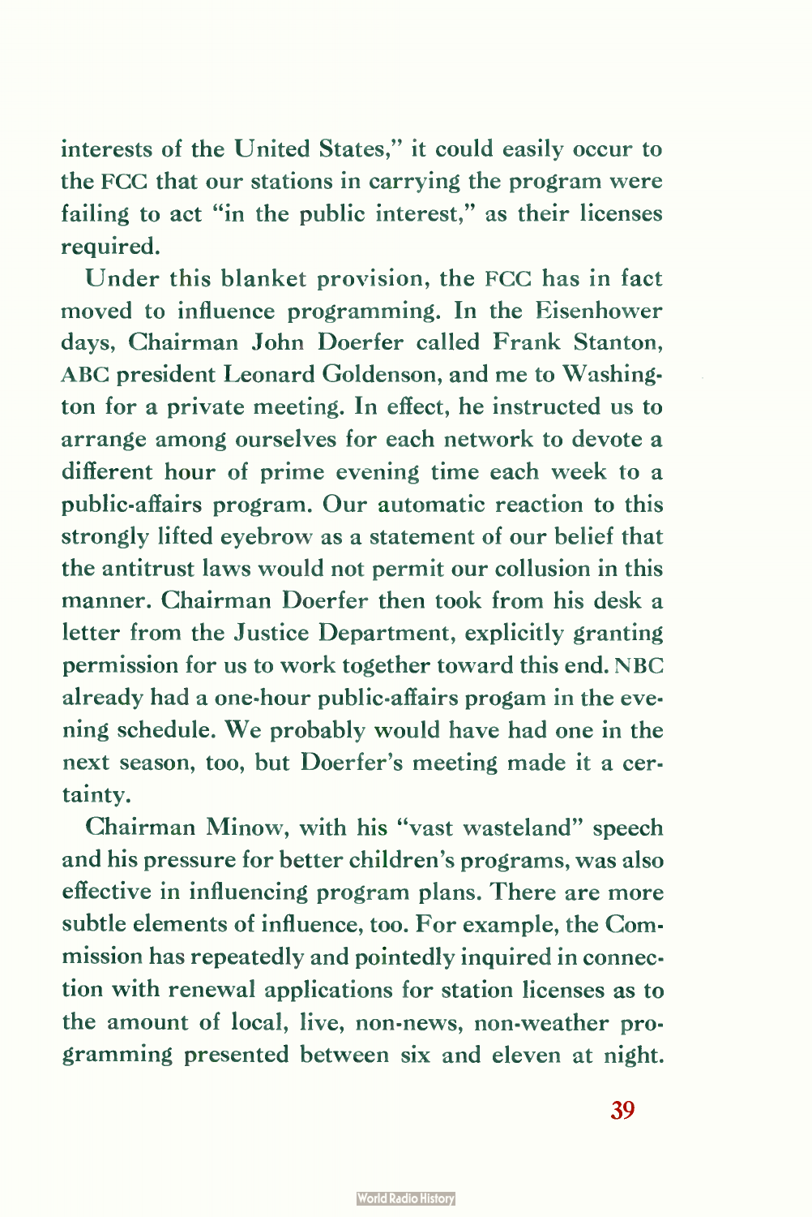interests of the United States," it could easily occur to the FCC that our stations in carrying the program were failing to act "in the public interest," as their licenses required.

Under this blanket provision, the FCC has in fact moved to influence programming. In the Eisenhower days, Chairman John Doerfer called Frank Stanton, ABC president Leonard Goldenson, and me to Washington for a private meeting. In effect, he instructed us to arrange among ourselves for each network to devote a different hour of prime evening time each week to a public-affairs program. Our automatic reaction to this strongly lifted eyebrow as a statement of our belief that the antitrust laws would not permit our collusion in this manner. Chairman Doerfer then took from his desk a letter from the Justice Department, explicitly granting permission for us to work together toward this end. NBC already had a one-hour public-affairs progam in the evening schedule. We probably would have had one in the next season, too, but Doerfer's meeting made it a certainty.

Chairman Minow, with his "vast wasteland" speech and his pressure for better children's programs, was also effective in influencing program plans. There are more subtle elements of influence, too. For example, the Commission has repeatedly and pointedly inquired in connection with renewal applications for station licenses as to the amount of local, live, non-news, non-weather programming presented between six and eleven at night.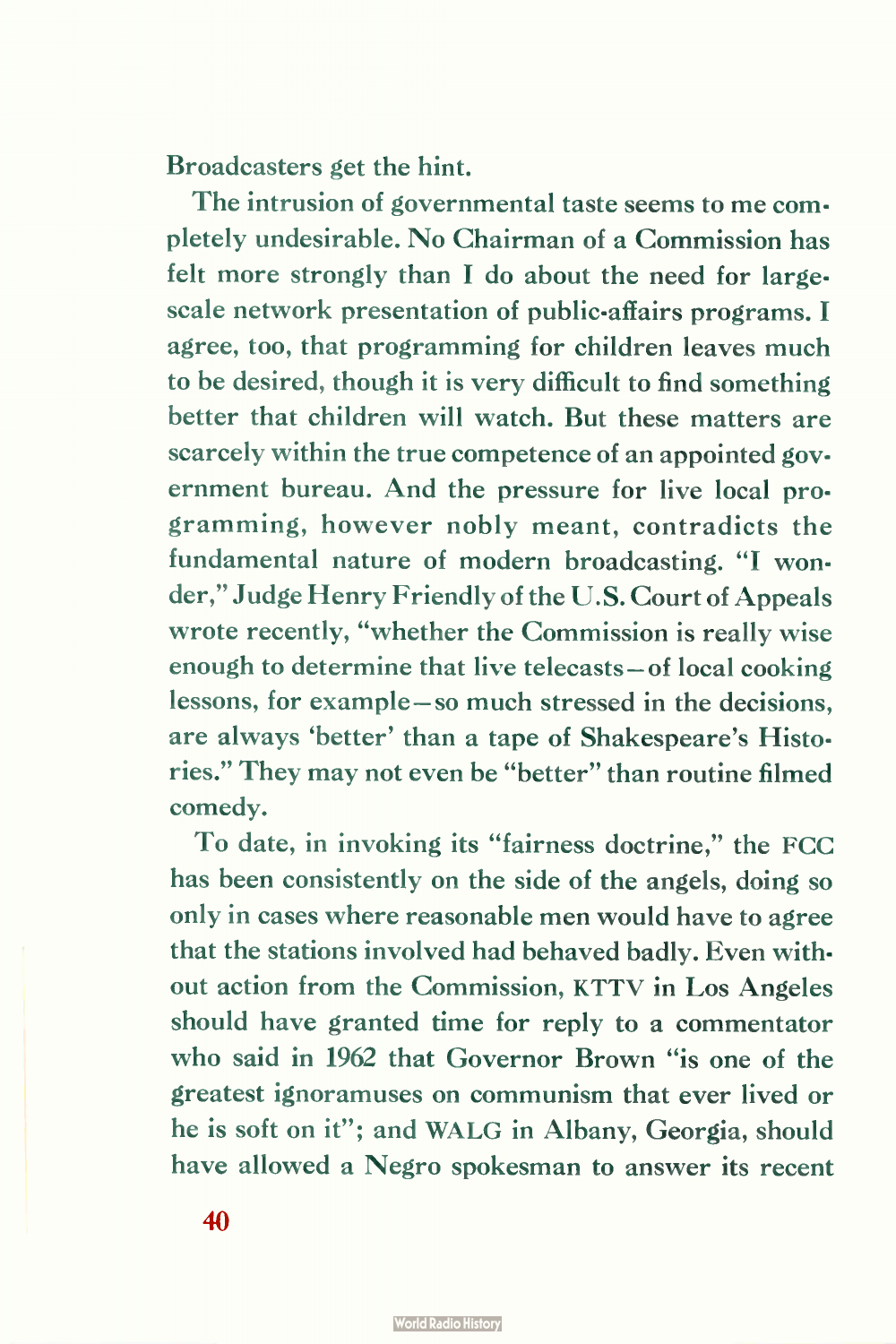Broadcasters get the hint.

The intrusion of governmental taste seems to me completely undesirable. No Chairman of a Commission has felt more strongly than I do about the need for large-scale network presentation of public-affairs programs. I agree, too, that programming for children leaves much to be desired, though it is very difficult to find something better that children will watch. But these matters are scarcely within the true competence of an appointed government bureau. And the pressure for live local programming, however nobly meant, contradicts the fundamental nature of modern broadcasting. "I wonder," Judge Henry Friendly of the U.S. Court of Appeals wrote recently, "whether the Commission is really wise enough to determine that live telecasts—of local cooking lessons, for example—so much stressed in the decisions, are always 'better' than a tape of Shakespeare's Histories." They may not even be "better" than routine filmed comedy.

To date, in invoking its "fairness doctrine," the FCC has been consistently on the side of the angels, doing so only in cases where reasonable men would have to agree that the stations involved had behaved badly. Even without action from the Commission, KTTV in Los Angeles should have granted time for reply to a commentator who said in 1962 that Governor Brown "is one of the greatest ignoramuses on communism that ever lived or he is soft on it"; and WALG in Albany, Georgia, should have allowed a Negro spokesman to answer its recent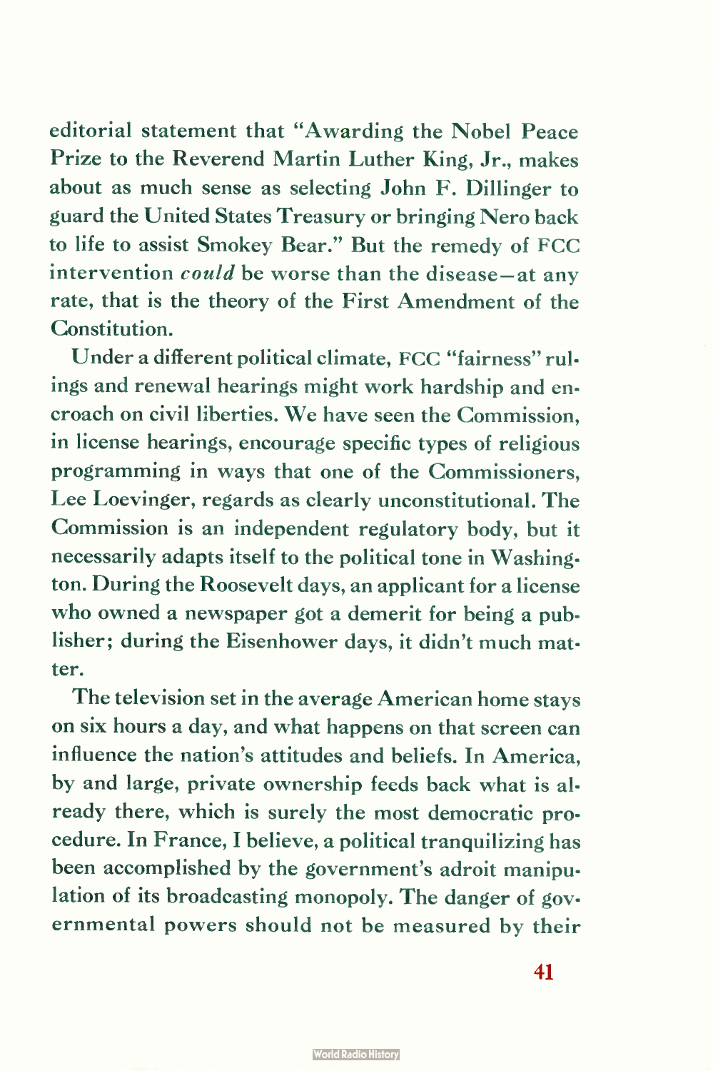editorial statement that "Awarding the Nobel Peace Prize to the Reverend Martin Luther King, Jr., makes about as much sense as selecting John F. Dillinger to guard the United States Treasury or bringing Nero back to life to assist Smokey Bear." But the remedy of FCC intervention *could* be worse than the disease—at any rate, that is the theory of the First Amendment of the Constitution.

Under a different political climate, FCC "fairness" rulings and renewal hearings might work hardship and encroach on civil liberties. We have seen the Commission, in license hearings, encourage specific types of religious programming in ways that one of the Commissioners, Lee Loevinger, regards as clearly unconstitutional. The Commission is an independent regulatory body, but it necessarily adapts itself to the political tone in Washington. During the Roosevelt days, an applicant for a license who owned a newspaper got a demerit for being a publisher; during the Eisenhower days, it didn't much matter.

The television set in the average American home stays on six hours a day, and what happens on that screen can influence the nation's attitudes and beliefs. In America, by and large, private ownership feeds back what is already there, which is surely the most democratic procedure. In France, I believe, a political tranquilizing has been accomplished by the government's adroit manipulation of its broadcasting monopoly. The danger of governmental powers should not be measured by their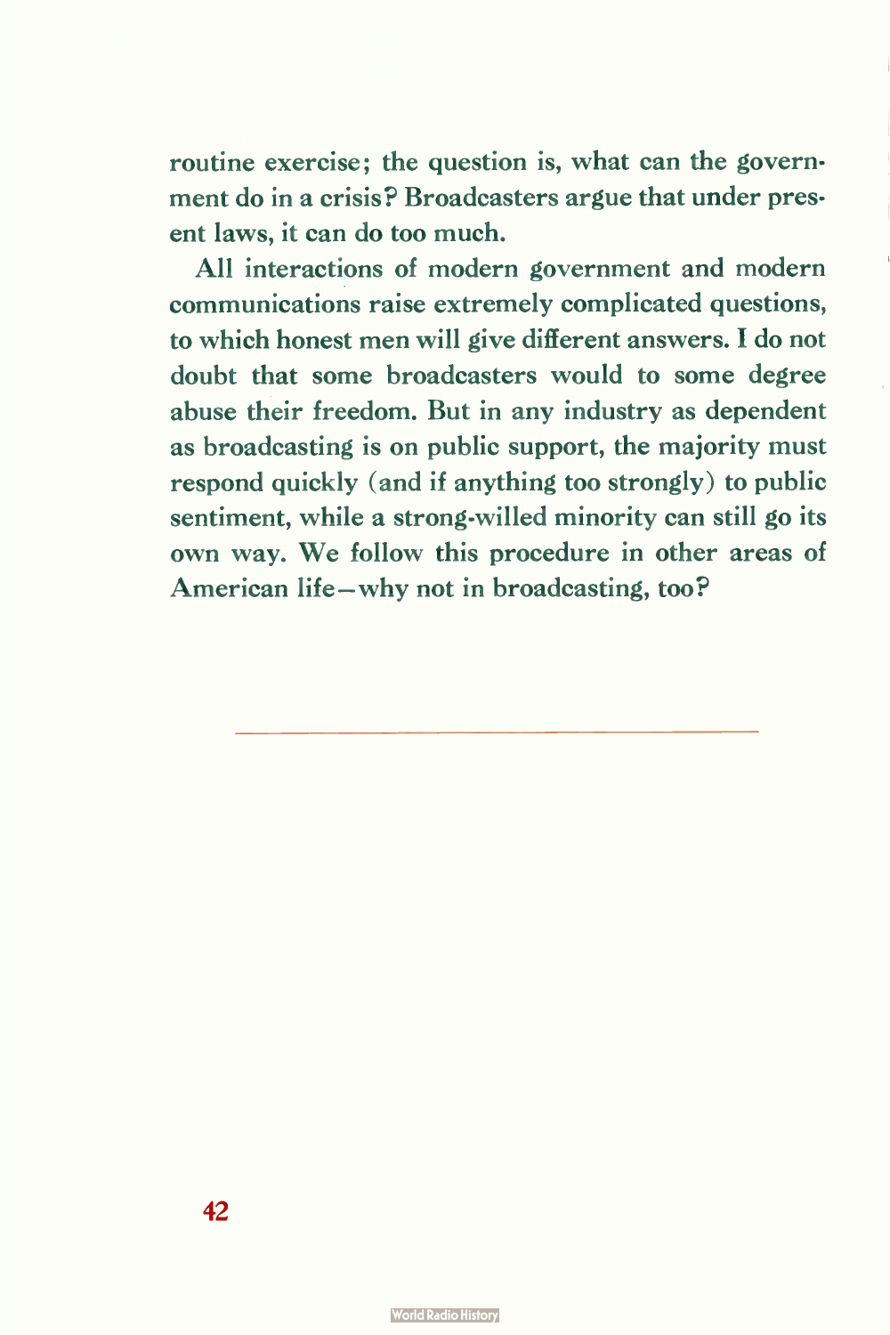routine exercise; the question is, what can the government do in a crisis? Broadcasters argue that under present laws, it can do too much.

All interactions of modern government and modern communications raise extremely complicated questions, to which honest men will give different answers. I do not doubt that some broadcasters would to some degree abuse their freedom. But in any industry as dependent as broadcasting is on public support, the majority must respond quickly (and if anything too strongly) to public sentiment, while a strong-willed minority can still go its own way. We follow this procedure in other areas of American life—why not in broadcasting, too?

---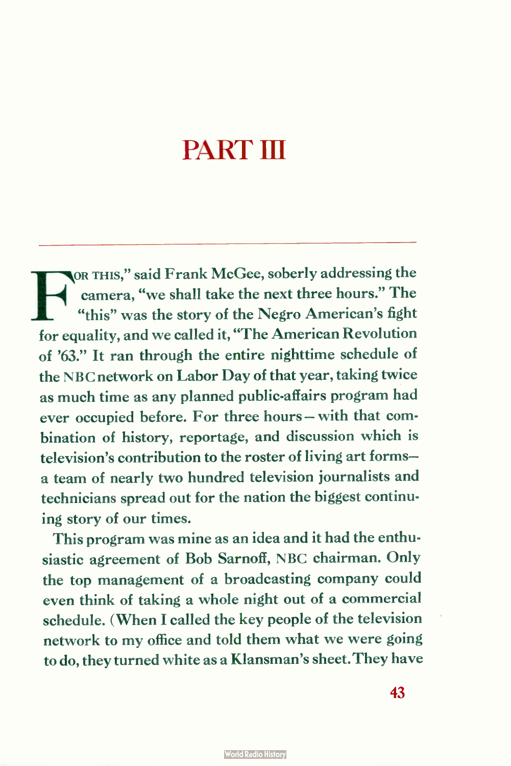# PART III

FOR THIS," said Frank McGee, soberly addressing the camera, "we shall take the next three hours." The "this" was the story of the Negro American's fight for equality, and we called it, "The American Revolution of '63." It ran through the entire nighttime schedule of the NBC network on Labor Day of that year, taking twice as much time as any planned public-affairs program had ever occupied before. For three hours — with that combination of history, reportage, and discussion which is television's contribution to the roster of living art forms— a team of nearly two hundred television journalists and technicians spread out for the nation the biggest continuing story of our times.

This program was mine as an idea and it had the enthusiastic agreement of Bob Sarnoff, NBC chairman. Only the top management of a broadcasting company could even think of taking a whole night out of a commercial schedule. (When I called the key people of the television network to my office and told them what we were going to do, they turned white as a Klansman's sheet. They have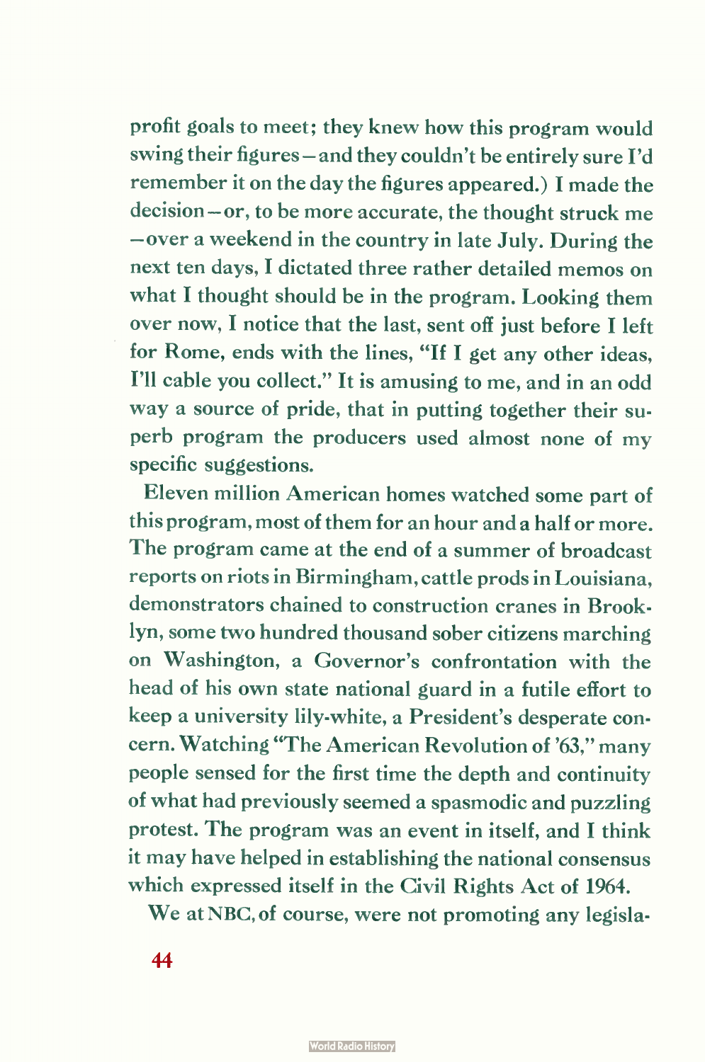profit goals to meet; they knew how this program would swing their figures—and they couldn't be entirely sure I'd remember it on the day the figures appeared.) I made the decision—or, to be more accurate, the thought struck me—over a weekend in the country in late July. During the next ten days, I dictated three rather detailed memos on what I thought should be in the program. Looking them over now, I notice that the last, sent off just before I left for Rome, ends with the lines, "If I get any other ideas, I'll cable you collect." It is amusing to me, and in an odd way a source of pride, that in putting together their superb program the producers used almost none of my specific suggestions.

Eleven million American homes watched some part of this program, most of them for an hour and a half or more. The program came at the end of a summer of broadcast reports on riots in Birmingham, cattle prods in Louisiana, demonstrators chained to construction cranes in Brooklyn, some two hundred thousand sober citizens marching on Washington, a Governor's confrontation with the head of his own state national guard in a futile effort to keep a university lily-white, a President's desperate concern. Watching "The American Revolution of '63," many people sensed for the first time the depth and continuity of what had previously seemed a spasmodic and puzzling protest. The program was an event in itself, and I think it may have helped in establishing the national consensus which expressed itself in the Civil Rights Act of 1964.

We at NBC, of course, were not promoting any legisla-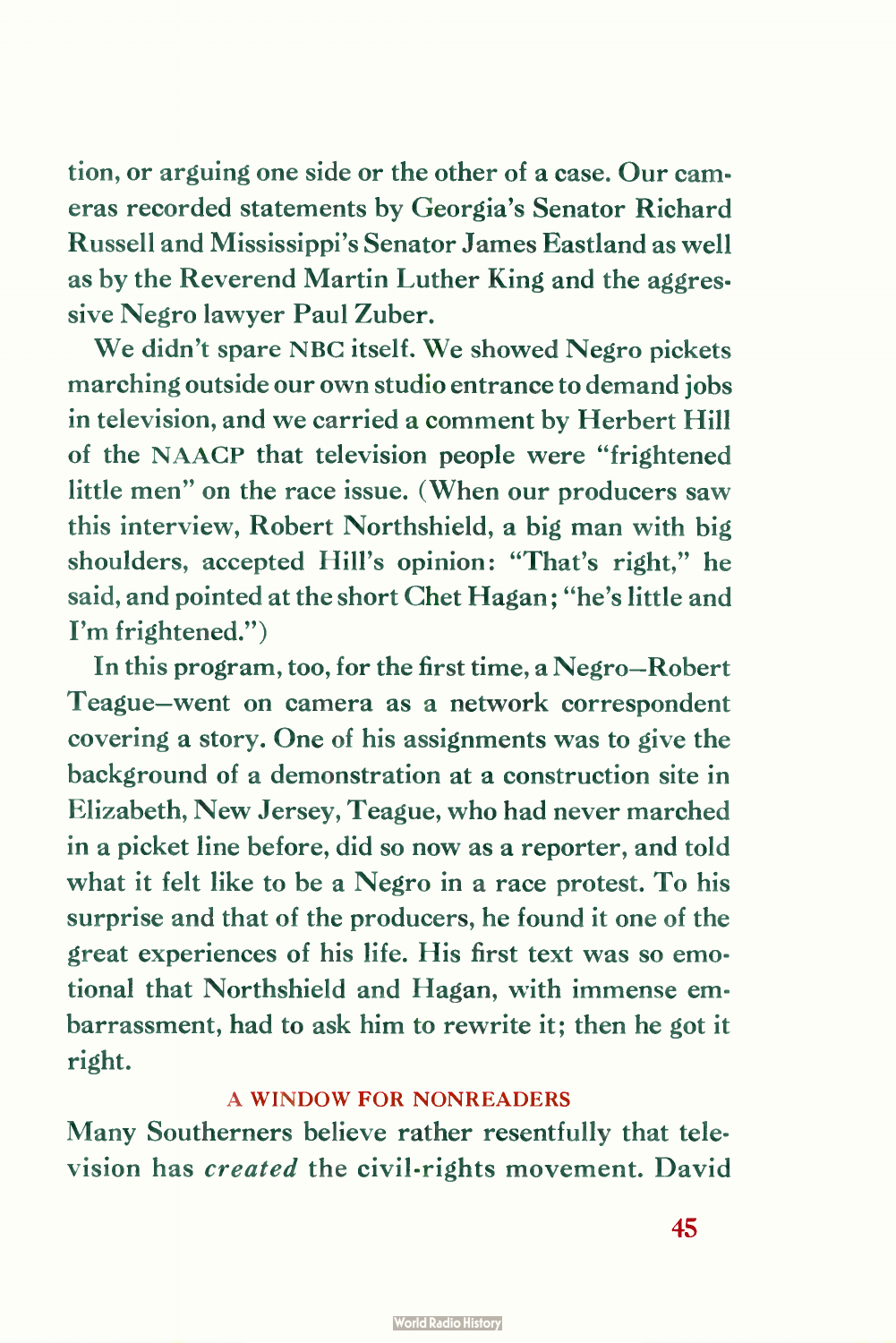tion, or arguing one side or the other of a case. Our cameras recorded statements by Georgia's Senator Richard Russell and Mississippi's Senator James Eastland as well as by the Reverend Martin Luther King and the aggressive Negro lawyer Paul Zuber.

We didn't spare NBC itself. We showed Negro pickets marching outside our own studio entrance to demand jobs in television, and we carried a comment by Herbert Hill of the NAACP that television people were "frightened little men" on the race issue. (When our producers saw this interview, Robert Northshield, a big man with big shoulders, accepted Hill's opinion: "That's right," he said, and pointed at the short Chet Hagan; "he's little and I'm frightened.")

In this program, too, for the first time, a Negro—Robert Teague—went on camera as a network correspondent covering a story. One of his assignments was to give the background of a demonstration at a construction site in Elizabeth, New Jersey, Teague, who had never marched in a picket line before, did so now as a reporter, and told what it felt like to be a Negro in a race protest. To his surprise and that of the producers, he found it one of the great experiences of his life. His first text was so emotional that Northshield and Hagan, with immense embarrassment, had to ask him to rewrite it; then he got it right.

### A WINDOW FOR NONREADERS

Many Southerners believe rather resentfully that television has *created* the civil-rights movement. David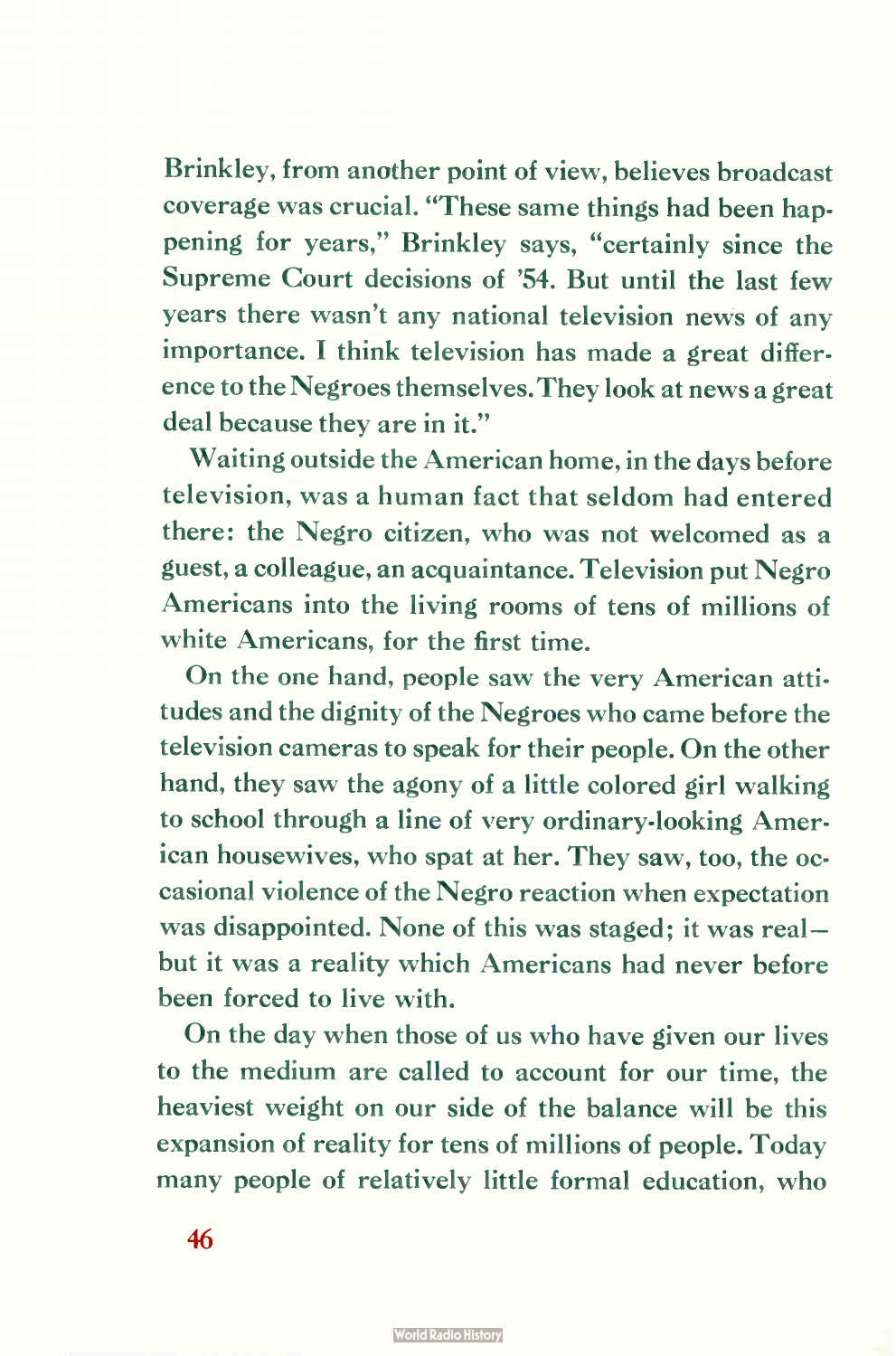Brinkley, from another point of view, believes broadcast coverage was crucial. "These same things had been happening for years," Brinkley says, "certainly since the Supreme Court decisions of '54. But until the last few years there wasn't any national television news of any importance. I think television has made a great difference to the Negroes themselves. They look at news a great deal because they are in it."

Waiting outside the American home, in the days before television, was a human fact that seldom had entered there: the Negro citizen, who was not welcomed as a guest, a colleague, an acquaintance. Television put Negro Americans into the living rooms of tens of millions of white Americans, for the first time.

On the one hand, people saw the very American attitudes and the dignity of the Negroes who came before the television cameras to speak for their people. On the other hand, they saw the agony of a little colored girl walking to school through a line of very ordinary-looking American housewives, who spat at her. They saw, too, the occasional violence of the Negro reaction when expectation was disappointed. None of this was staged; it was real—but it was a reality which Americans had never before been forced to live with.

On the day when those of us who have given our lives to the medium are called to account for our time, the heaviest weight on our side of the balance will be this expansion of reality for tens of millions of people. Today many people of relatively little formal education, who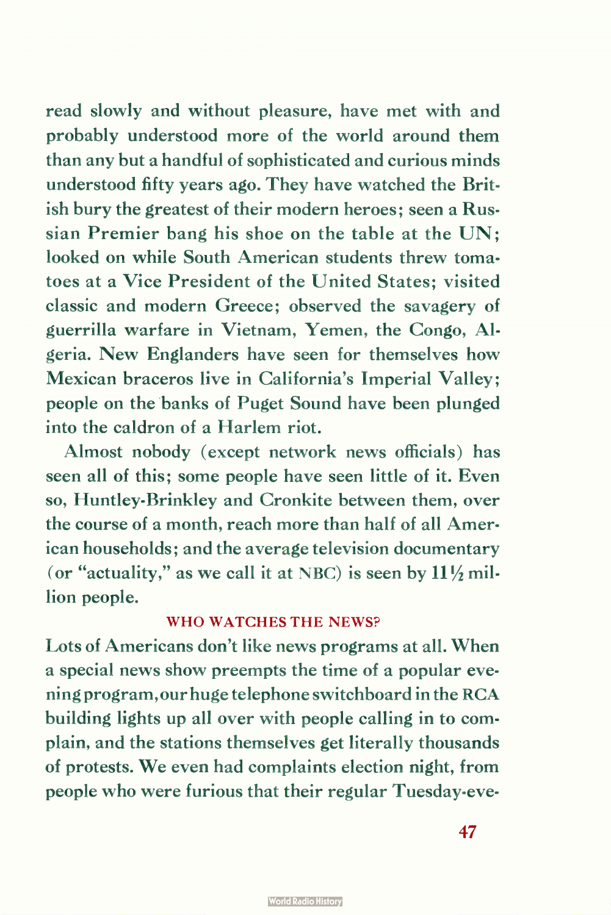read slowly and without pleasure, have met with and probably understood more of the world around them than any but a handful of sophisticated and curious minds understood fifty years ago. They have watched the British bury the greatest of their modern heroes; seen a Russian Premier bang his shoe on the table at the UN; looked on while South American students threw tomatoes at a Vice President of the United States; visited classic and modern Greece; observed the savagery of guerrilla warfare in Vietnam, Yemen, the Congo, Algeria. New Englanders have seen for themselves how Mexican braceros live in California's Imperial Valley; people on the banks of Puget Sound have been plunged into the caldron of a Harlem riot.

Almost nobody (except network news officials) has seen all of this; some people have seen little of it. Even so, Huntley-Brinkley and Cronkite between them, over the course of a month, reach more than half of all American households; and the average television documentary (or "actuality," as we call it at NBC) is seen by 11½ million people.

## WHO WATCHES THE NEWS?

Lots of Americans don't like news programs at all. When a special news show preempts the time of a popular evening program, our huge telephone switchboard in the RCA building lights up all over with people calling in to complain, and the stations themselves get literally thousands of protests. We even had complaints election night, from people who were furious that their regular Tuesday-eve-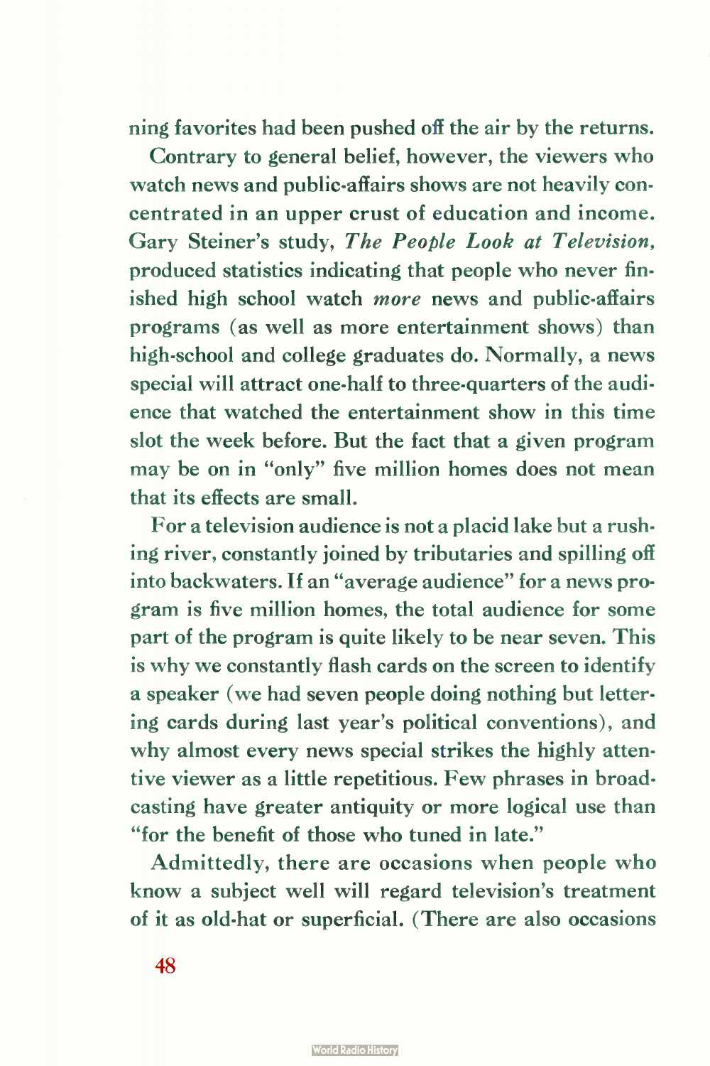ning favorites had been pushed off the air by the returns.

Contrary to general belief, however, the viewers who watch news and public-affairs shows are not heavily concentrated in an upper crust of education and income. Gary Steiner's study, *The People Look at Television,* produced statistics indicating that people who never finished high school watch *more* news and public-affairs programs (as well as more entertainment shows) than high-school and college graduates do. Normally, a news special will attract one-half to three-quarters of the audience that watched the entertainment show in this time slot the week before. But the fact that a given program may be on in "only" five million homes does not mean that its effects are small.

For a television audience is not a placid lake but a rushing river, constantly joined by tributaries and spilling off into backwaters. If an "average audience" for a news program is five million homes, the total audience for some part of the program is quite likely to be near seven. This is why we constantly flash cards on the screen to identify a speaker (we had seven people doing nothing but lettering cards during last year's political conventions), and why almost every news special strikes the highly attentive viewer as a little repetitious. Few phrases in broadcasting have greater antiquity or more logical use than "for the benefit of those who tuned in late."

Admittedly, there are occasions when people who know a subject well will regard television's treatment of it as old-hat or superficial. (There are also occasions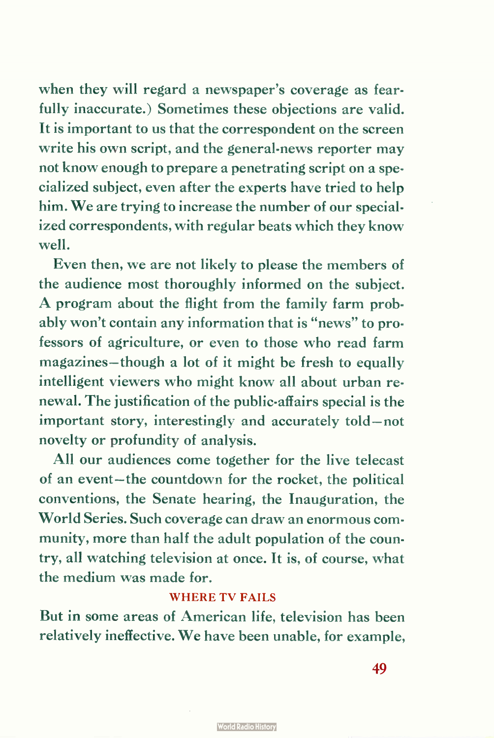when they will regard a newspaper's coverage as fearfully inaccurate.) Sometimes these objections are valid. It is important to us that the correspondent on the screen write his own script, and the general-news reporter may not know enough to prepare a penetrating script on a specialized subject, even after the experts have tried to help him. We are trying to increase the number of our specialized correspondents, with regular beats which they know well.

Even then, we are not likely to please the members of the audience most thoroughly informed on the subject. A program about the flight from the family farm probably won't contain any information that is "news" to professors of agriculture, or even to those who read farm magazines—though a lot of it might be fresh to equally intelligent viewers who might know all about urban renewal. The justification of the public-affairs special is the important story, interestingly and accurately told—not novelty or profundity of analysis.

All our audiences come together for the live telecast of an event—the countdown for the rocket, the political conventions, the Senate hearing, the Inauguration, the World Series. Such coverage can draw an enormous community, more than half the adult population of the country, all watching television at once. It is, of course, what the medium was made for.

### WHERE TV FAILS

But in some areas of American life, television has been relatively ineffective. We have been unable, for example,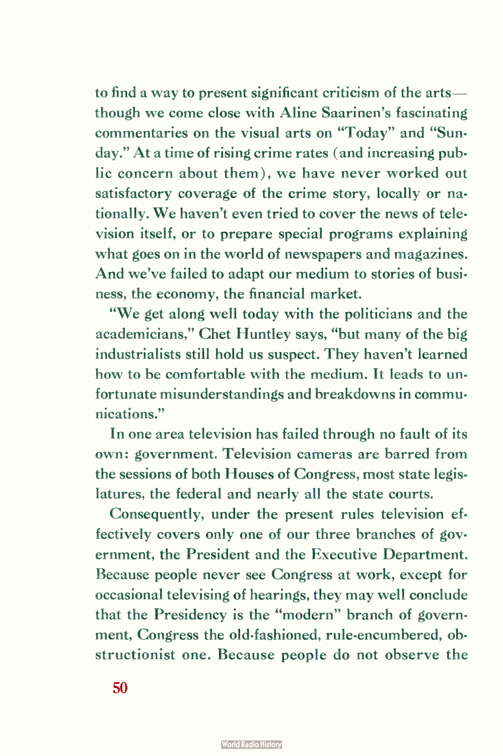to find a way to present significant criticism of the arts—though we come close with Aline Saarinen's fascinating commentaries on the visual arts on "Today" and "Sunday." At a time of rising crime rates (and increasing public concern about them), we have never worked out satisfactory coverage of the crime story, locally or nationally. We haven't even tried to cover the news of television itself, or to prepare special programs explaining what goes on in the world of newspapers and magazines. And we've failed to adapt our medium to stories of business, the economy, the financial market.

"We get along well today with the politicians and the academicians," Chet Huntley says, "but many of the big industrialists still hold us suspect. They haven't learned how to be comfortable with the medium. It leads to unfortunate misunderstandings and breakdowns in communications."

In one area television has failed through no fault of its own: government. Television cameras are barred from the sessions of both Houses of Congress, most state legislatures, the federal and nearly all the state courts.

Consequently, under the present rules television effectively covers only one of our three branches of government, the President and the Executive Department. Because people never see Congress at work, except for occasional televising of hearings, they may well conclude that the Presidency is the "modern" branch of government, Congress the old-fashioned, rule-encumbered, obstructionist one. Because people do not observe the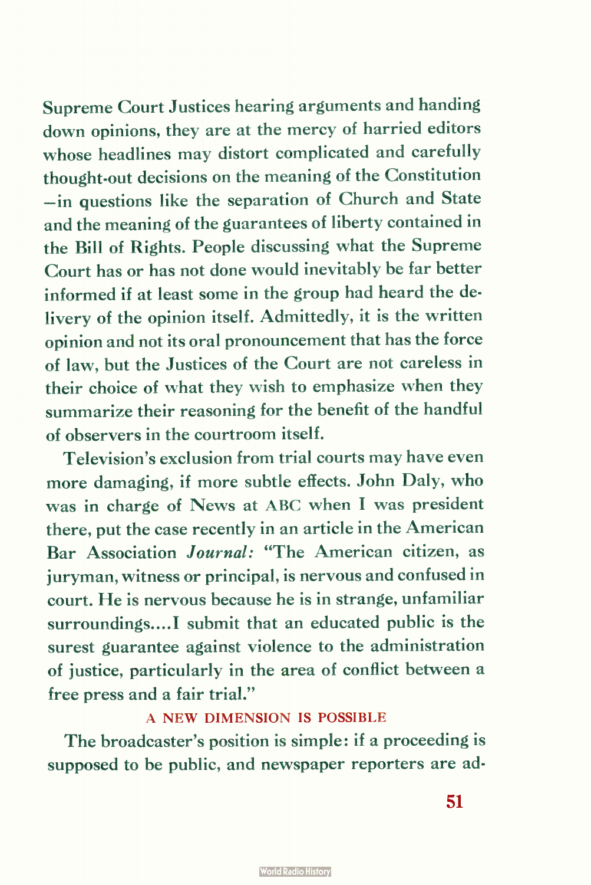Supreme Court Justices hearing arguments and handing down opinions, they are at the mercy of harried editors whose headlines may distort complicated and carefully thought-out decisions on the meaning of the Constitution —in questions like the separation of Church and State and the meaning of the guarantees of liberty contained in the Bill of Rights. People discussing what the Supreme Court has or has not done would inevitably be far better informed if at least some in the group had heard the delivery of the opinion itself. Admittedly, it is the written opinion and not its oral pronouncement that has the force of law, but the Justices of the Court are not careless in their choice of what they wish to emphasize when they summarize their reasoning for the benefit of the handful of observers in the courtroom itself.

Television's exclusion from trial courts may have even more damaging, if more subtle effects. John Daly, who was in charge of News at ABC when I was president there, put the case recently in an article in the American Bar Association *Journal:* "The American citizen, as juryman, witness or principal, is nervous and confused in court. He is nervous because he is in strange, unfamiliar surroundings....I submit that an educated public is the surest guarantee against violence to the administration of justice, particularly in the area of conflict between a free press and a fair trial."

### A NEW DIMENSION IS POSSIBLE

The broadcaster's position is simple: if a proceeding is supposed to be public, and newspaper reporters are ad-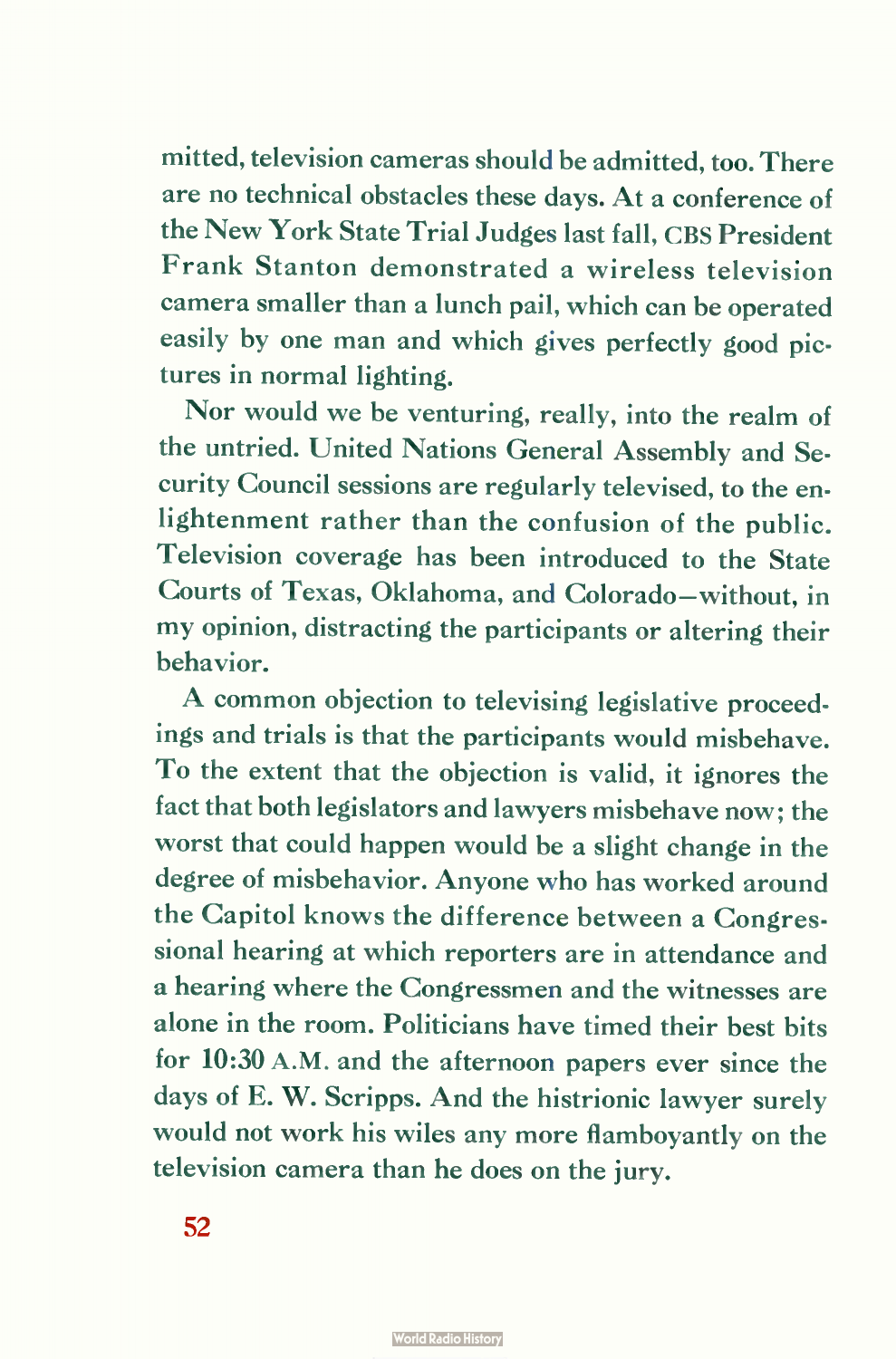mitted, television cameras should be admitted, too. There are no technical obstacles these days. At a conference of the New York State Trial Judges last fall, CBS President Frank Stanton demonstrated a wireless television camera smaller than a lunch pail, which can be operated easily by one man and which gives perfectly good pictures in normal lighting.

Nor would we be venturing, really, into the realm of the untried. United Nations General Assembly and Security Council sessions are regularly televised, to the enlightenment rather than the confusion of the public. Television coverage has been introduced to the State Courts of Texas, Oklahoma, and Colorado—without, in my opinion, distracting the participants or altering their behavior.

A common objection to televising legislative proceedings and trials is that the participants would misbehave. To the extent that the objection is valid, it ignores the fact that both legislators and lawyers misbehave now; the worst that could happen would be a slight change in the degree of misbehavior. Anyone who has worked around the Capitol knows the difference between a Congressional hearing at which reporters are in attendance and a hearing where the Congressmen and the witnesses are alone in the room. Politicians have timed their best bits for 10:30 A.M. and the afternoon papers ever since the days of E. W. Scripps. And the histrionic lawyer surely would not work his wiles any more flamboyantly on the television camera than he does on the jury.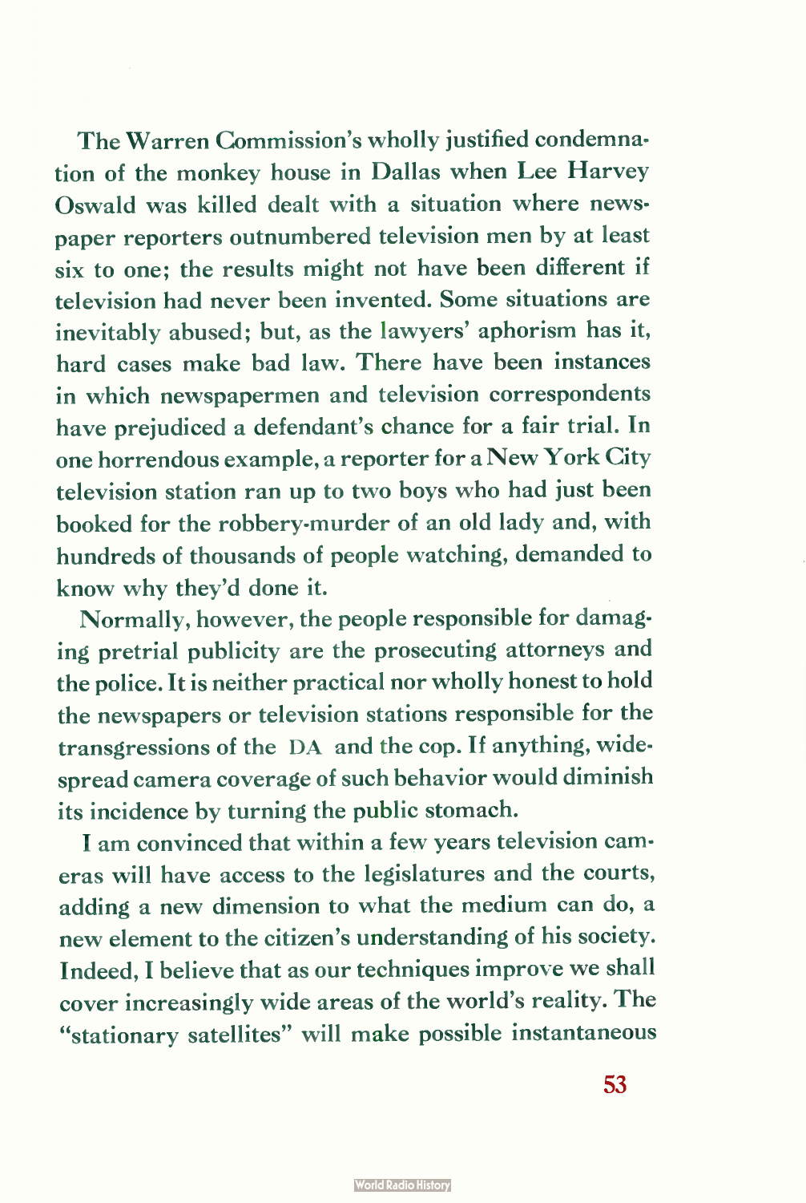The Warren Commission's wholly justified condemnation of the monkey house in Dallas when Lee Harvey Oswald was killed dealt with a situation where newspaper reporters outnumbered television men by at least six to one; the results might not have been different if television had never been invented. Some situations are inevitably abused; but, as the lawyers' aphorism has it, hard cases make bad law. There have been instances in which newspapermen and television correspondents have prejudiced a defendant's chance for a fair trial. In one horrendous example, a reporter for a New York City television station ran up to two boys who had just been booked for the robbery-murder of an old lady and, with hundreds of thousands of people watching, demanded to know why they'd done it.

Normally, however, the people responsible for damaging pretrial publicity are the prosecuting attorneys and the police. It is neither practical nor wholly honest to hold the newspapers or television stations responsible for the transgressions of the DA and the cop. If anything, widespread camera coverage of such behavior would diminish its incidence by turning the public stomach.

I am convinced that within a few years television cameras will have access to the legislatures and the courts, adding a new dimension to what the medium can do, a new element to the citizen's understanding of his society. Indeed, I believe that as our techniques improve we shall cover increasingly wide areas of the world's reality. The "stationary satellites" will make possible instantaneous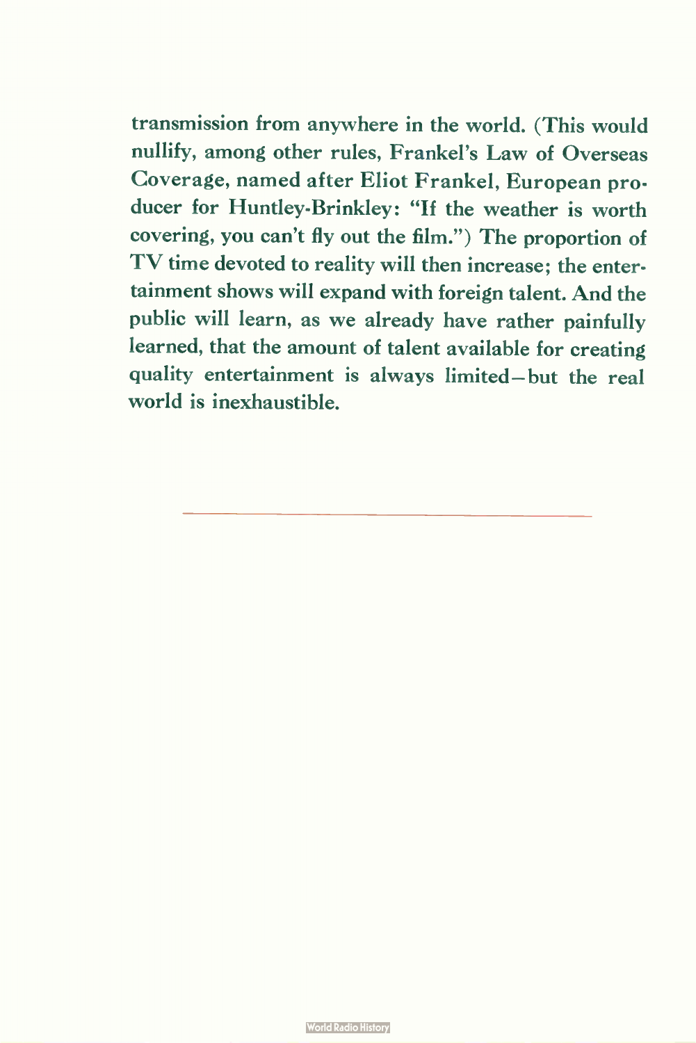transmission from anywhere in the world. (This would nullify, among other rules, Frankel's Law of Overseas Coverage, named after Eliot Frankel, European producer for Huntley-Brinkley: "If the weather is worth covering, you can't fly out the film.") The proportion of TV time devoted to reality will then increase; the entertainment shows will expand with foreign talent. And the public will learn, as we already have rather painfully learned, that the amount of talent available for creating quality entertainment is always limited—but the real world is inexhaustible.

---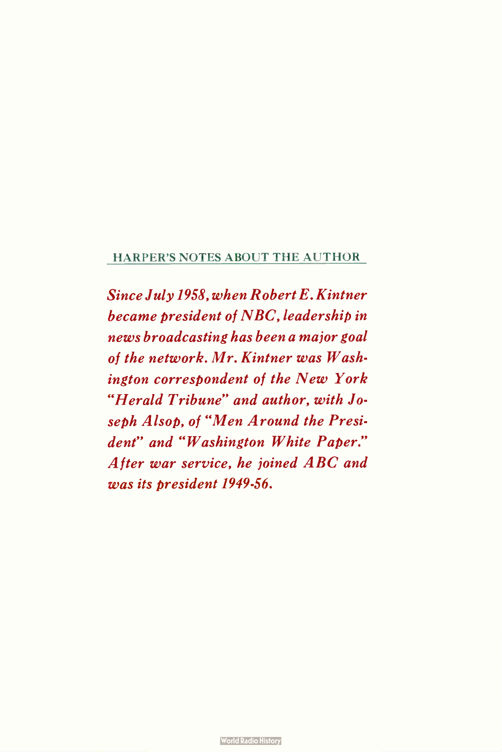## HARPER'S NOTES ABOUT THE AUTHOR

*Since July 1958, when Robert E. Kintner became president of NBC, leadership in news broadcasting has been a major goal of the network. Mr. Kintner was Washington correspondent of the New York "Herald Tribune" and author, with Joseph Alsop, of "Men Around the President" and "Washington White Paper." After war service, he joined ABC and was its president 1949-56.*